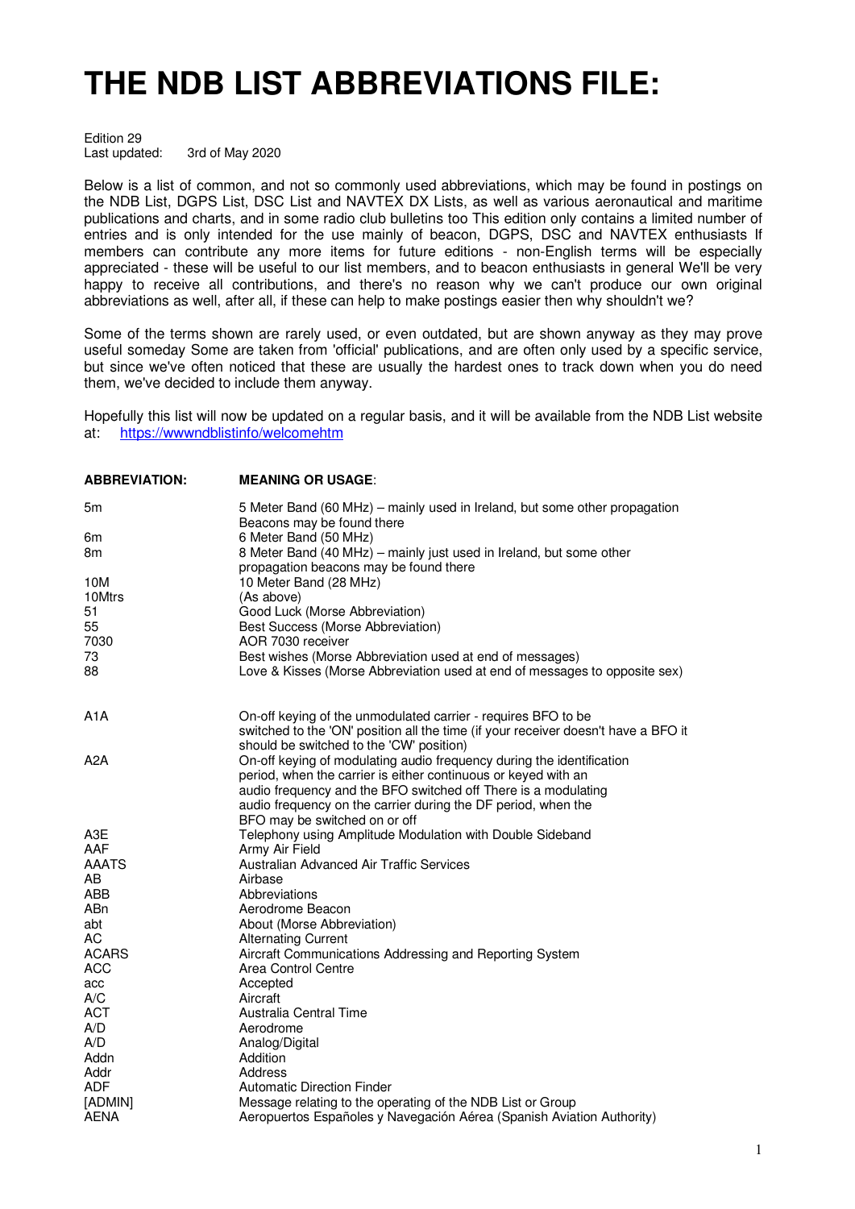# THE NDB LIST ABBREVIATIONS FILE:

Edition 29
Last updated: 3rd of May 2020

Below is a list of common, and not so commonly used abbreviations, which may be found in postings on the NDB List, DGPS List, DSC List and NAVTEX DX Lists, as well as various aeronautical and maritime publications and charts, and in some radio club bulletins too This edition only contains a limited number of entries and is only intended for the use mainly of beacon, DGPS, DSC and NAVTEX enthusiasts If members can contribute any more items for future editions - non-English terms will be especially appreciated - these will be useful to our list members, and to beacon enthusiasts in general We'll be very happy to receive all contributions, and there's no reason why we can't produce our own original abbreviations as well, after all, if these can help to make postings easier then why shouldn't we?

Some of the terms shown are rarely used, or even outdated, but are shown anyway as they may prove useful someday Some are taken from 'official' publications, and are often only used by a specific service, but since we've often noticed that these are usually the hardest ones to track down when you do need them, we've decided to include them anyway.

Hopefully this list will now be updated on a regular basis, and it will be available from the NDB List website at: https://wwwndblistinfo/welcomehtm

| **ABBREVIATION:** | **MEANING OR USAGE**: |
|---|---|
| 5m | 5 Meter Band (60 MHz) – mainly used in Ireland, but some other propagation Beacons may be found there |
| 6m | 6 Meter Band (50 MHz) |
| 8m | 8 Meter Band (40 MHz) – mainly just used in Ireland, but some other propagation beacons may be found there |
| 10M | 10 Meter Band (28 MHz) |
| 10Mtrs | (As above) |
| 51 | Good Luck (Morse Abbreviation) |
| 55 | Best Success (Morse Abbreviation) |
| 7030 | AOR 7030 receiver |
| 73 | Best wishes (Morse Abbreviation used at end of messages) |
| 88 | Love & Kisses (Morse Abbreviation used at end of messages to opposite sex) |
| A1A | On-off keying of the unmodulated carrier - requires BFO to be switched to the 'ON' position all the time (if your receiver doesn't have a BFO it should be switched to the 'CW' position) |
| A2A | On-off keying of modulating audio frequency during the identification period, when the carrier is either continuous or keyed with an audio frequency and the BFO switched off There is a modulating audio frequency on the carrier during the DF period, when the BFO may be switched on or off |
| A3E | Telephony using Amplitude Modulation with Double Sideband |
| AAF | Army Air Field |
| AAATS | Australian Advanced Air Traffic Services |
| AB | Airbase |
| ABB | Abbreviations |
| ABn | Aerodrome Beacon |
| abt | About (Morse Abbreviation) |
| AC | Alternating Current |
| ACARS | Aircraft Communications Addressing and Reporting System |
| ACC | Area Control Centre |
| acc | Accepted |
| A/C | Aircraft |
| ACT | Australia Central Time |
| A/D | Aerodrome |
| A/D | Analog/Digital |
| Addn | Addition |
| Addr | Address |
| ADF | Automatic Direction Finder |
| [ADMIN] | Message relating to the operating of the NDB List or Group |
| AENA | Aeropuertos Españoles y Navegación Aérea (Spanish Aviation Authority) |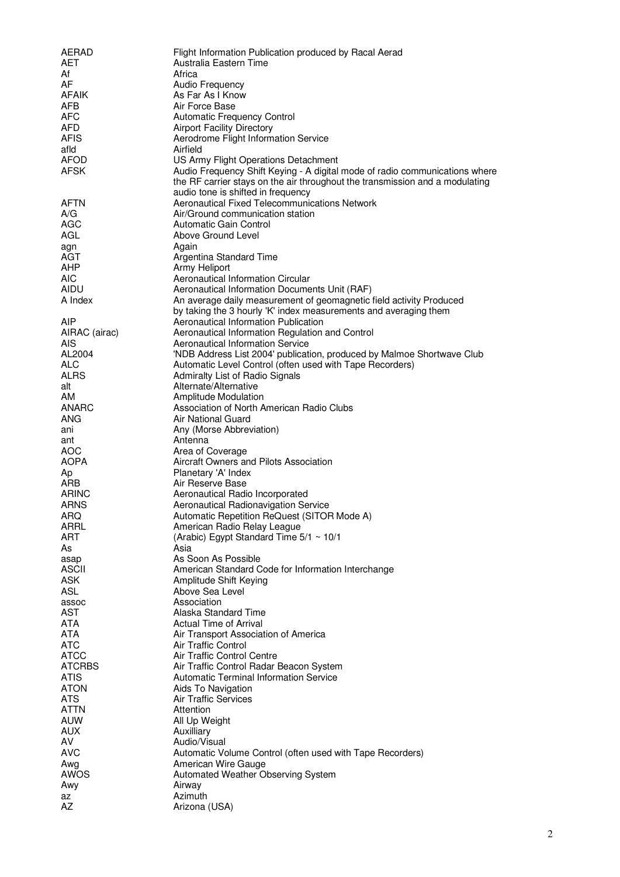| | |
|---|---|
| AERAD | Flight Information Publication produced by Racal Aerad |
| AET | Australia Eastern Time |
| Af | Africa |
| AF | Audio Frequency |
| AFAIK | As Far As I Know |
| AFB | Air Force Base |
| AFC | Automatic Frequency Control |
| AFD | Airport Facility Directory |
| AFIS | Aerodrome Flight Information Service |
| afld | Airfield |
| AFOD | US Army Flight Operations Detachment |
| AFSK | Audio Frequency Shift Keying - A digital mode of radio communications where the RF carrier stays on the air throughout the transmission and a modulating audio tone is shifted in frequency |
| AFTN | Aeronautical Fixed Telecommunications Network |
| A/G | Air/Ground communication station |
| AGC | Automatic Gain Control |
| AGL | Above Ground Level |
| agn | Again |
| AGT | Argentina Standard Time |
| AHP | Army Heliport |
| AIC | Aeronautical Information Circular |
| AIDU | Aeronautical Information Documents Unit (RAF) |
| A Index | An average daily measurement of geomagnetic field activity Produced by taking the 3 hourly 'K' index measurements and averaging them |
| AIP | Aeronautical Information Publication |
| AIRAC (airac) | Aeronautical Information Regulation and Control |
| AIS | Aeronautical Information Service |
| AL2004 | 'NDB Address List 2004' publication, produced by Malmoe Shortwave Club |
| ALC | Automatic Level Control (often used with Tape Recorders) |
| ALRS | Admiralty List of Radio Signals |
| alt | Alternate/Alternative |
| AM | Amplitude Modulation |
| ANARC | Association of North American Radio Clubs |
| ANG | Air National Guard |
| ani | Any (Morse Abbreviation) |
| ant | Antenna |
| AOC | Area of Coverage |
| AOPA | Aircraft Owners and Pilots Association |
| Ap | Planetary 'A' Index |
| ARB | Air Reserve Base |
| ARINC | Aeronautical Radio Incorporated |
| ARNS | Aeronautical Radionavigation Service |
| ARQ | Automatic Repetition ReQuest (SITOR Mode A) |
| ARRL | American Radio Relay League |
| ART | (Arabic) Egypt Standard Time 5/1 ~ 10/1 |
| As | Asia |
| asap | As Soon As Possible |
| ASCII | American Standard Code for Information Interchange |
| ASK | Amplitude Shift Keying |
| ASL | Above Sea Level |
| assoc | Association |
| AST | Alaska Standard Time |
| ATA | Actual Time of Arrival |
| ATA | Air Transport Association of America |
| ATC | Air Traffic Control |
| ATCC | Air Traffic Control Centre |
| ATCRBS | Air Traffic Control Radar Beacon System |
| ATIS | Automatic Terminal Information Service |
| ATON | Aids To Navigation |
| ATS | Air Traffic Services |
| ATTN | Attention |
| AUW | All Up Weight |
| AUX | Auxilliary |
| AV | Audio/Visual |
| AVC | Automatic Volume Control (often used with Tape Recorders) |
| Awg | American Wire Gauge |
| AWOS | Automated Weather Observing System |
| Awy | Airway |
| az | Azimuth |
| AZ | Arizona (USA) |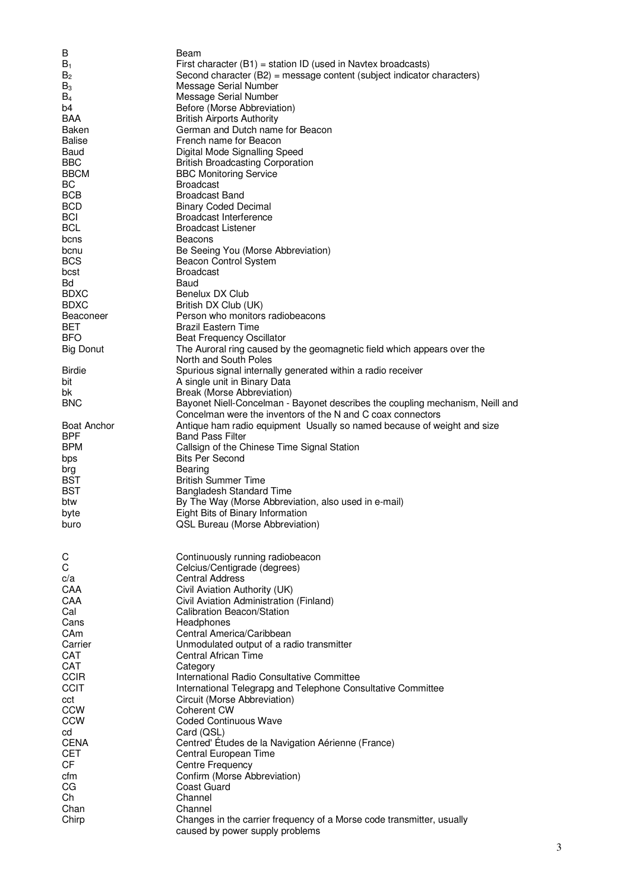| | |
|---|---|
| B | Beam |
| $B_1$ | First character (B1) = station ID (used in Navtex broadcasts) |
| $B_2$ | Second character (B2) = message content (subject indicator characters) |
| $B_3$ | Message Serial Number |
| $B_4$ | Message Serial Number |
| b4 | Before (Morse Abbreviation) |
| BAA | British Airports Authority |
| Baken | German and Dutch name for Beacon |
| Balise | French name for Beacon |
| Baud | Digital Mode Signalling Speed |
| BBC | British Broadcasting Corporation |
| BBCM | BBC Monitoring Service |
| BC | Broadcast |
| BCB | Broadcast Band |
| BCD | Binary Coded Decimal |
| BCI | Broadcast Interference |
| BCL | Broadcast Listener |
| bcns | Beacons |
| bcnu | Be Seeing You (Morse Abbreviation) |
| BCS | Beacon Control System |
| bcst | Broadcast |
| Bd | Baud |
| BDXC | Benelux DX Club |
| BDXC | British DX Club (UK) |
| Beaconeer | Person who monitors radiobeacons |
| BET | Brazil Eastern Time |
| BFO | Beat Frequency Oscillator |
| Big Donut | The Auroral ring caused by the geomagnetic field which appears over the North and South Poles |
| Birdie | Spurious signal internally generated within a radio receiver |
| bit | A single unit in Binary Data |
| bk | Break (Morse Abbreviation) |
| BNC | Bayonet Niell-Concelman - Bayonet describes the coupling mechanism, Neill and Concelman were the inventors of the N and C coax connectors |
| Boat Anchor | Antique ham radio equipment Usually so named because of weight and size |
| BPF | Band Pass Filter |
| BPM | Callsign of the Chinese Time Signal Station |
| bps | Bits Per Second |
| brg | Bearing |
| BST | British Summer Time |
| BST | Bangladesh Standard Time |
| btw | By The Way (Morse Abbreviation, also used in e-mail) |
| byte | Eight Bits of Binary Information |
| buro | QSL Bureau (Morse Abbreviation) |

| | |
|---|---|
| C | Continuously running radiobeacon |
| C | Celcius/Centigrade (degrees) |
| c/a | Central Address |
| CAA | Civil Aviation Authority (UK) |
| CAA | Civil Aviation Administration (Finland) |
| Cal | Calibration Beacon/Station |
| Cans | Headphones |
| CAm | Central America/Caribbean |
| Carrier | Unmodulated output of a radio transmitter |
| CAT | Central African Time |
| CAT | Category |
| CCIR | International Radio Consultative Committee |
| CCIT | International Telegrapg and Telephone Consultative Committee |
| cct | Circuit (Morse Abbreviation) |
| CCW | Coherent CW |
| CCW | Coded Continuous Wave |
| cd | Card (QSL) |
| CENA | Centred' Études de la Navigation Aérienne (France) |
| CET | Central European Time |
| CF | Centre Frequency |
| cfm | Confirm (Morse Abbreviation) |
| CG | Coast Guard |
| Ch | Channel |
| Chan | Channel |
| Chirp | Changes in the carrier frequency of a Morse code transmitter, usually caused by power supply problems |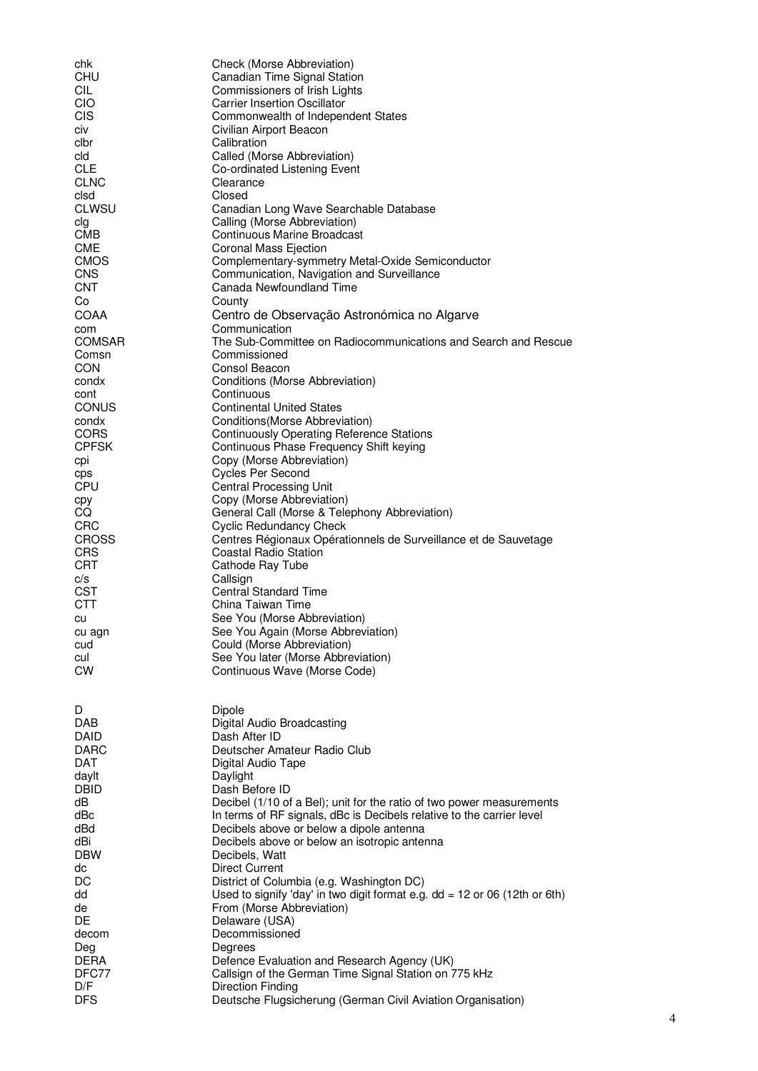| | |
|---|---|
| chk | Check (Morse Abbreviation) |
| CHU | Canadian Time Signal Station |
| CIL | Commissioners of Irish Lights |
| CIO | Carrier Insertion Oscillator |
| CIS | Commonwealth of Independent States |
| civ | Civilian Airport Beacon |
| clbr | Calibration |
| cld | Called (Morse Abbreviation) |
| CLE | Co-ordinated Listening Event |
| CLNC | Clearance |
| clsd | Closed |
| CLWSU | Canadian Long Wave Searchable Database |
| clg | Calling (Morse Abbreviation) |
| CMB | Continuous Marine Broadcast |
| CME | Coronal Mass Ejection |
| CMOS | Complementary-symmetry Metal-Oxide Semiconductor |
| CNS | Communication, Navigation and Surveillance |
| CNT | Canada Newfoundland Time |
| Co | County |
| COAA | Centro de Observação Astronómica no Algarve |
| com | Communication |
| COMSAR | The Sub-Committee on Radiocommunications and Search and Rescue |
| Comsn | Commissioned |
| CON | Consol Beacon |
| condx | Conditions (Morse Abbreviation) |
| cont | Continuous |
| CONUS | Continental United States |
| condx | Conditions(Morse Abbreviation) |
| CORS | Continuously Operating Reference Stations |
| CPFSK | Continuous Phase Frequency Shift keying |
| cpi | Copy (Morse Abbreviation) |
| cps | Cycles Per Second |
| CPU | Central Processing Unit |
| cpy | Copy (Morse Abbreviation) |
| CQ | General Call (Morse & Telephony Abbreviation) |
| CRC | Cyclic Redundancy Check |
| CROSS | Centres Régionaux Opérationnels de Surveillance et de Sauvetage |
| CRS | Coastal Radio Station |
| CRT | Cathode Ray Tube |
| c/s | Callsign |
| CST | Central Standard Time |
| CTT | China Taiwan Time |
| cu | See You (Morse Abbreviation) |
| cu agn | See You Again (Morse Abbreviation) |
| cud | Could (Morse Abbreviation) |
| cul | See You later (Morse Abbreviation) |
| CW | Continuous Wave (Morse Code) |

| | |
|---|---|
| D | Dipole |
| DAB | Digital Audio Broadcasting |
| DAID | Dash After ID |
| DARC | Deutscher Amateur Radio Club |
| DAT | Digital Audio Tape |
| daylt | Daylight |
| DBID | Dash Before ID |
| dB | Decibel (1/10 of a Bel); unit for the ratio of two power measurements |
| dBc | In terms of RF signals, dBc is Decibels relative to the carrier level |
| dBd | Decibels above or below a dipole antenna |
| dBi | Decibels above or below an isotropic antenna |
| DBW | Decibels, Watt |
| dc | Direct Current |
| DC | District of Columbia (e.g. Washington DC) |
| dd | Used to signify 'day' in two digit format e.g. dd = 12 or 06 (12th or 6th) |
| de | From (Morse Abbreviation) |
| DE | Delaware (USA) |
| decom | Decommissioned |
| Deg | Degrees |
| DERA | Defence Evaluation and Research Agency (UK) |
| DFC77 | Callsign of the German Time Signal Station on 775 kHz |
| D/F | Direction Finding |
| DFS | Deutsche Flugsicherung (German Civil Aviation Organisation) |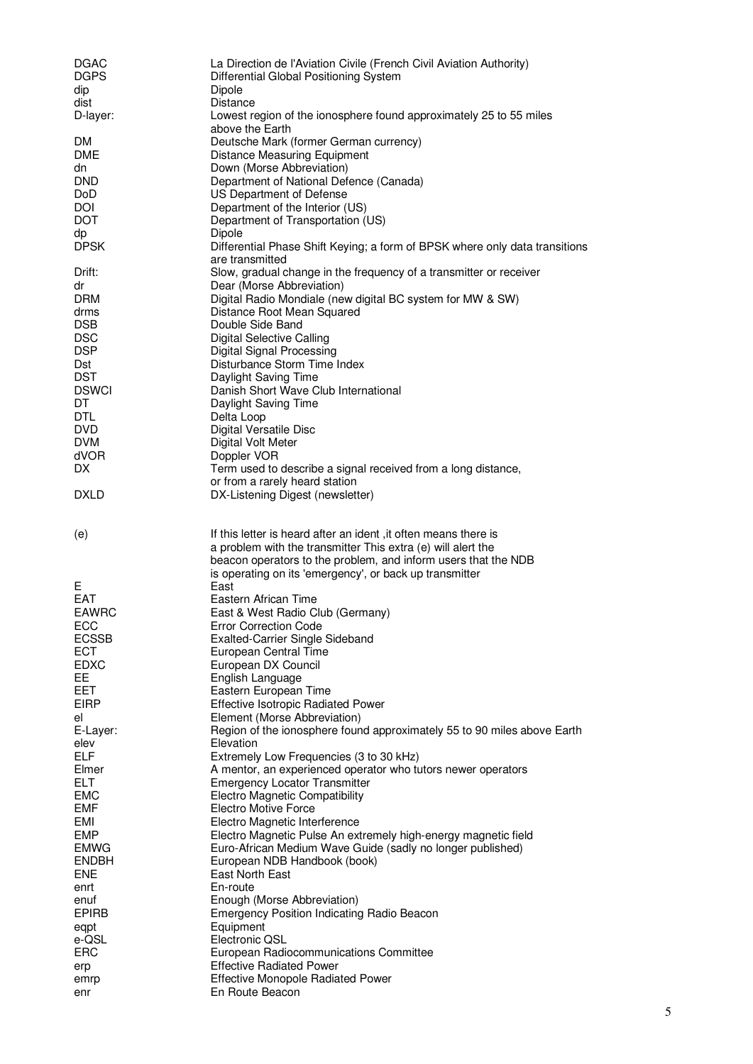| | |
|---|---|
| DGAC | La Direction de l'Aviation Civile (French Civil Aviation Authority) |
| DGPS | Differential Global Positioning System |
| dip | Dipole |
| dist | Distance |
| D-layer: | Lowest region of the ionosphere found approximately 25 to 55 miles above the Earth |
| DM | Deutsche Mark (former German currency) |
| DME | Distance Measuring Equipment |
| dn | Down (Morse Abbreviation) |
| DND | Department of National Defence (Canada) |
| DoD | US Department of Defense |
| DOI | Department of the Interior (US) |
| DOT | Department of Transportation (US) |
| dp | Dipole |
| DPSK | Differential Phase Shift Keying; a form of BPSK where only data transitions are transmitted |
| Drift: | Slow, gradual change in the frequency of a transmitter or receiver |
| dr | Dear (Morse Abbreviation) |
| DRM | Digital Radio Mondiale (new digital BC system for MW & SW) |
| drms | Distance Root Mean Squared |
| DSB | Double Side Band |
| DSC | Digital Selective Calling |
| DSP | Digital Signal Processing |
| Dst | Disturbance Storm Time Index |
| DST | Daylight Saving Time |
| DSWCI | Danish Short Wave Club International |
| DT | Daylight Saving Time |
| DTL | Delta Loop |
| DVD | Digital Versatile Disc |
| DVM | Digital Volt Meter |
| dVOR | Doppler VOR |
| DX | Term used to describe a signal received from a long distance, or from a rarely heard station |
| DXLD | DX-Listening Digest (newsletter) |
| (e) | If this letter is heard after an ident ,it often means there is a problem with the transmitter This extra (e) will alert the beacon operators to the problem, and inform users that the NDB is operating on its 'emergency', or back up transmitter |
| E | East |
| EAT | Eastern African Time |
| EAWRC | East & West Radio Club (Germany) |
| ECC | Error Correction Code |
| ECSSB | Exalted-Carrier Single Sideband |
| ECT | European Central Time |
| EDXC | European DX Council |
| EE | English Language |
| EET | Eastern European Time |
| EIRP | Effective Isotropic Radiated Power |
| el | Element (Morse Abbreviation) |
| E-Layer: | Region of the ionosphere found approximately 55 to 90 miles above Earth |
| elev | Elevation |
| ELF | Extremely Low Frequencies (3 to 30 kHz) |
| Elmer | A mentor, an experienced operator who tutors newer operators |
| ELT | Emergency Locator Transmitter |
| EMC | Electro Magnetic Compatibility |
| EMF | Electro Motive Force |
| EMI | Electro Magnetic Interference |
| EMP | Electro Magnetic Pulse An extremely high-energy magnetic field |
| EMWG | Euro-African Medium Wave Guide (sadly no longer published) |
| ENDBH | European NDB Handbook (book) |
| ENE | East North East |
| enrt | En-route |
| enuf | Enough (Morse Abbreviation) |
| EPIRB | Emergency Position Indicating Radio Beacon |
| eqpt | Equipment |
| e-QSL | Electronic QSL |
| ERC | European Radiocommunications Committee |
| erp | Effective Radiated Power |
| emrp | Effective Monopole Radiated Power |
| enr | En Route Beacon |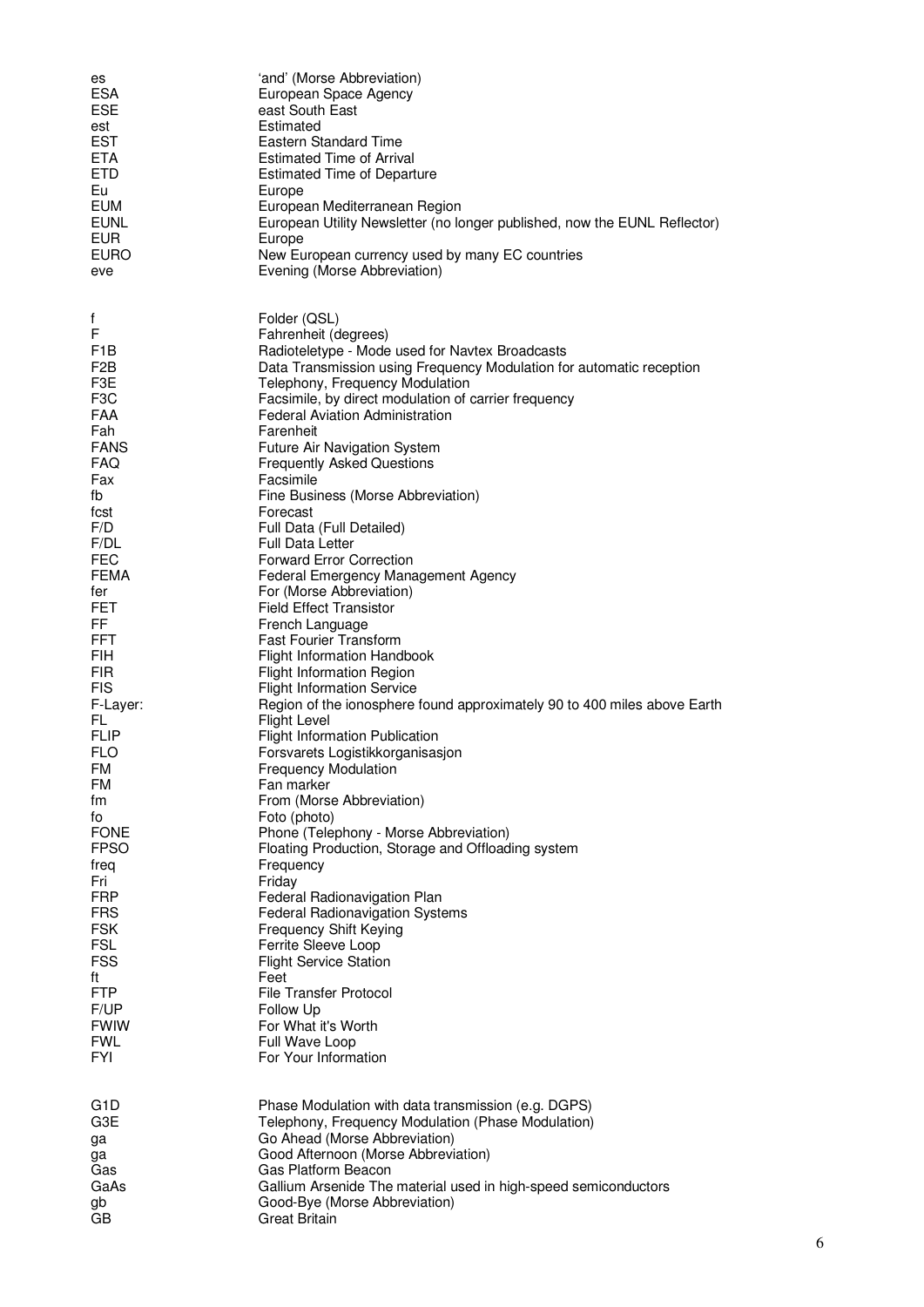| | |
|---|---|
| es | 'and' (Morse Abbreviation) |
| ESA | European Space Agency |
| ESE | east South East |
| est | Estimated |
| EST | Eastern Standard Time |
| ETA | Estimated Time of Arrival |
| ETD | Estimated Time of Departure |
| Eu | Europe |
| EUM | European Mediterranean Region |
| EUNL | European Utility Newsletter (no longer published, now the EUNL Reflector) |
| EUR | Europe |
| EURO | New European currency used by many EC countries |
| eve | Evening (Morse Abbreviation) |

| | |
|---|---|
| f | Folder (QSL) |
| F | Fahrenheit (degrees) |
| F1B | Radioteletype - Mode used for Navtex Broadcasts |
| F2B | Data Transmission using Frequency Modulation for automatic reception |
| F3E | Telephony, Frequency Modulation |
| F3C | Facsimile, by direct modulation of carrier frequency |
| FAA | Federal Aviation Administration |
| Fah | Farenheit |
| FANS | Future Air Navigation System |
| FAQ | Frequently Asked Questions |
| Fax | Facsimile |
| fb | Fine Business (Morse Abbreviation) |
| fcst | Forecast |
| F/D | Full Data (Full Detailed) |
| F/DL | Full Data Letter |
| FEC | Forward Error Correction |
| FEMA | Federal Emergency Management Agency |
| fer | For (Morse Abbreviation) |
| FET | Field Effect Transistor |
| FF | French Language |
| FFT | Fast Fourier Transform |
| FIH | Flight Information Handbook |
| FIR | Flight Information Region |
| FIS | Flight Information Service |
| F-Layer: | Region of the ionosphere found approximately 90 to 400 miles above Earth |
| FL | Flight Level |
| FLIP | Flight Information Publication |
| FLO | Forsvarets Logistikkorganisasjon |
| FM | Frequency Modulation |
| FM | Fan marker |
| fm | From (Morse Abbreviation) |
| fo | Foto (photo) |
| FONE | Phone (Telephony - Morse Abbreviation) |
| FPSO | Floating Production, Storage and Offloading system |
| freq | Frequency |
| Fri | Friday |
| FRP | Federal Radionavigation Plan |
| FRS | Federal Radionavigation Systems |
| FSK | Frequency Shift Keying |
| FSL | Ferrite Sleeve Loop |
| FSS | Flight Service Station |
| ft | Feet |
| FTP | File Transfer Protocol |
| F/UP | Follow Up |
| FWIW | For What it's Worth |
| FWL | Full Wave Loop |
| FYI | For Your Information |

| | |
|---|---|
| G1D | Phase Modulation with data transmission (e.g. DGPS) |
| G3E | Telephony, Frequency Modulation (Phase Modulation) |
| ga | Go Ahead (Morse Abbreviation) |
| ga | Good Afternoon (Morse Abbreviation) |
| Gas | Gas Platform Beacon |
| GaAs | Gallium Arsenide The material used in high-speed semiconductors |
| gb | Good-Bye (Morse Abbreviation) |
| GB | Great Britain |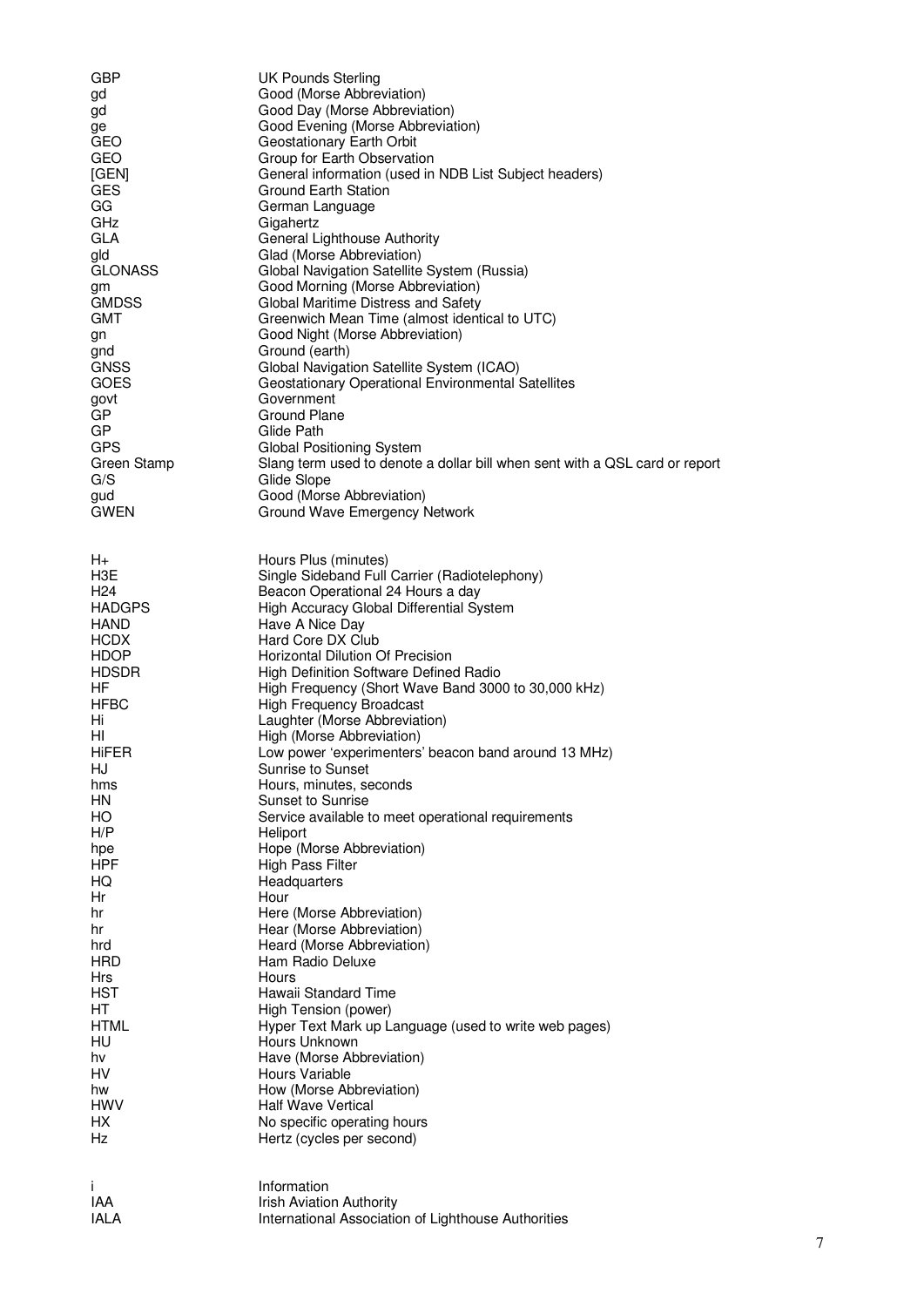| | |
|---|---|
| GBP | UK Pounds Sterling |
| gd | Good (Morse Abbreviation) |
| gd | Good Day (Morse Abbreviation) |
| ge | Good Evening (Morse Abbreviation) |
| GEO | Geostationary Earth Orbit |
| GEO | Group for Earth Observation |
| [GEN] | General information (used in NDB List Subject headers) |
| GES | Ground Earth Station |
| GG | German Language |
| GHz | Gigahertz |
| GLA | General Lighthouse Authority |
| gld | Glad (Morse Abbreviation) |
| GLONASS | Global Navigation Satellite System (Russia) |
| gm | Good Morning (Morse Abbreviation) |
| GMDSS | Global Maritime Distress and Safety |
| GMT | Greenwich Mean Time (almost identical to UTC) |
| gn | Good Night (Morse Abbreviation) |
| gnd | Ground (earth) |
| GNSS | Global Navigation Satellite System (ICAO) |
| GOES | Geostationary Operational Environmental Satellites |
| govt | Government |
| GP | Ground Plane |
| GP | Glide Path |
| GPS | Global Positioning System |
| Green Stamp | Slang term used to denote a dollar bill when sent with a QSL card or report |
| G/S | Glide Slope |
| gud | Good (Morse Abbreviation) |
| GWEN | Ground Wave Emergency Network |

| | |
|---|---|
| H+ | Hours Plus (minutes) |
| H3E | Single Sideband Full Carrier (Radiotelephony) |
| H24 | Beacon Operational 24 Hours a day |
| HADGPS | High Accuracy Global Differential System |
| HAND | Have A Nice Day |
| HCDX | Hard Core DX Club |
| HDOP | Horizontal Dilution Of Precision |
| HDSDR | High Definition Software Defined Radio |
| HF | High Frequency (Short Wave Band 3000 to 30,000 kHz) |
| HFBC | High Frequency Broadcast |
| Hi | Laughter (Morse Abbreviation) |
| HI | High (Morse Abbreviation) |
| HiFER | Low power 'experimenters' beacon band around 13 MHz) |
| HJ | Sunrise to Sunset |
| hms | Hours, minutes, seconds |
| HN | Sunset to Sunrise |
| HO | Service available to meet operational requirements |
| H/P | Heliport |
| hpe | Hope (Morse Abbreviation) |
| HPF | High Pass Filter |
| HQ | Headquarters |
| Hr | Hour |
| hr | Here (Morse Abbreviation) |
| hr | Hear (Morse Abbreviation) |
| hrd | Heard (Morse Abbreviation) |
| HRD | Ham Radio Deluxe |
| Hrs | Hours |
| HST | Hawaii Standard Time |
| HT | High Tension (power) |
| HTML | Hyper Text Mark up Language (used to write web pages) |
| HU | Hours Unknown |
| hv | Have (Morse Abbreviation) |
| HV | Hours Variable |
| hw | How (Morse Abbreviation) |
| HWV | Half Wave Vertical |
| HX | No specific operating hours |
| Hz | Hertz (cycles per second) |

| | |
|---|---|
| i | Information |
| IAA | Irish Aviation Authority |
| IALA | International Association of Lighthouse Authorities |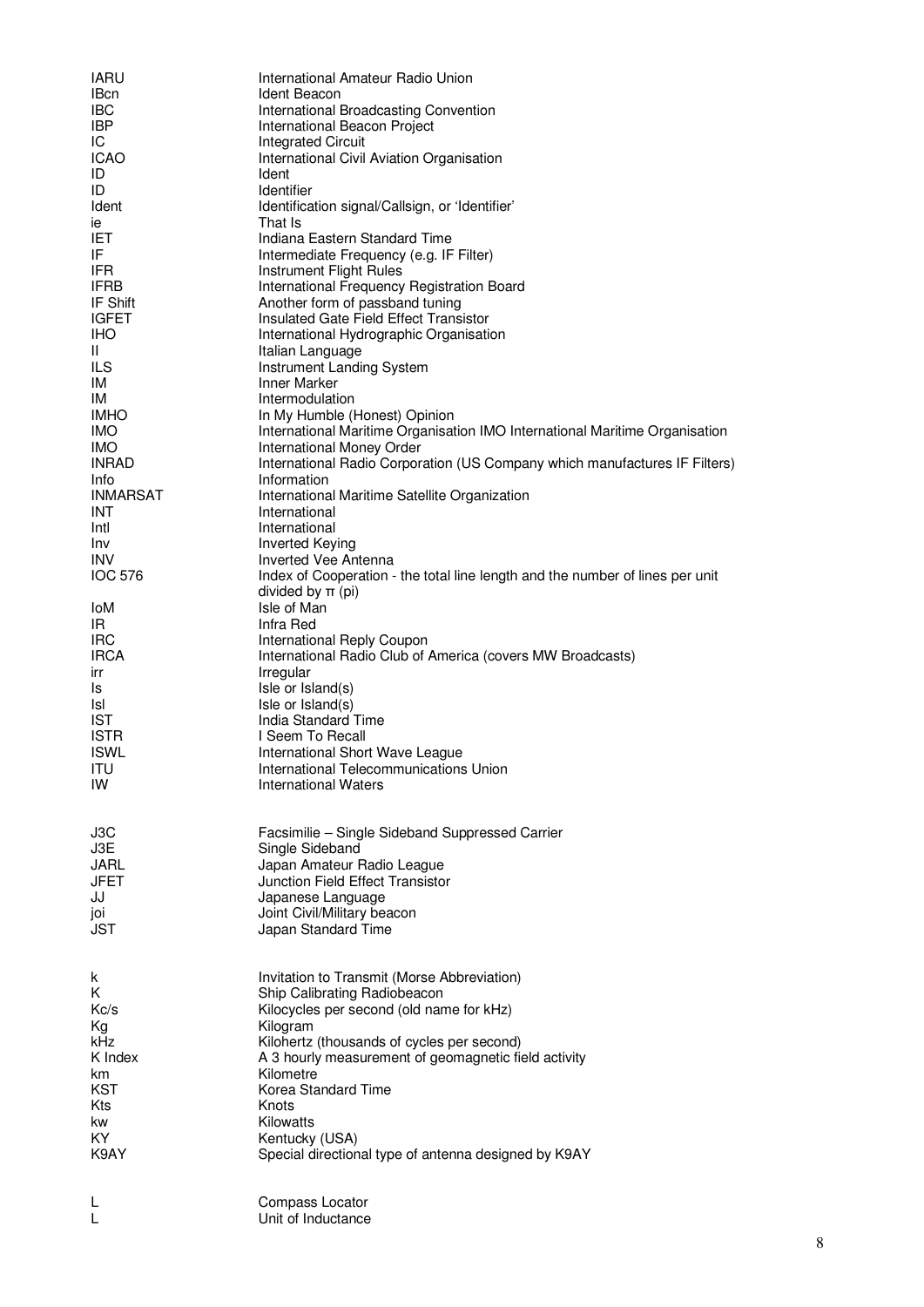| | |
|---|---|
| IARU | International Amateur Radio Union |
| IBcn | Ident Beacon |
| IBC | International Broadcasting Convention |
| IBP | International Beacon Project |
| IC | Integrated Circuit |
| ICAO | International Civil Aviation Organisation |
| ID | Ident |
| ID | Identifier |
| Ident | Identification signal/Callsign, or 'Identifier' |
| ie | That Is |
| IET | Indiana Eastern Standard Time |
| IF | Intermediate Frequency (e.g. IF Filter) |
| IFR | Instrument Flight Rules |
| IFRB | International Frequency Registration Board |
| IF Shift | Another form of passband tuning |
| IGFET | Insulated Gate Field Effect Transistor |
| IHO | International Hydrographic Organisation |
| II | Italian Language |
| ILS | Instrument Landing System |
| IM | Inner Marker |
| IM | Intermodulation |
| IMHO | In My Humble (Honest) Opinion |
| IMO | International Maritime Organisation IMO International Maritime Organisation |
| IMO | International Money Order |
| INRAD | International Radio Corporation (US Company which manufactures IF Filters) |
| Info | Information |
| INMARSAT | International Maritime Satellite Organization |
| INT | International |
| Intl | International |
| Inv | Inverted Keying |
| INV | Inverted Vee Antenna |
| IOC 576 | Index of Cooperation - the total line length and the number of lines per unit divided by π (pi) |
| IoM | Isle of Man |
| IR | Infra Red |
| IRC | International Reply Coupon |
| IRCA | International Radio Club of America (covers MW Broadcasts) |
| irr | Irregular |
| Is | Isle or Island(s) |
| Isl | Isle or Island(s) |
| IST | India Standard Time |
| ISTR | I Seem To Recall |
| ISWL | International Short Wave League |
| ITU | International Telecommunications Union |
| IW | International Waters |
| J3C | Facsimilie – Single Sideband Suppressed Carrier |
| J3E | Single Sideband |
| JARL | Japan Amateur Radio League |
| JFET | Junction Field Effect Transistor |
| JJ | Japanese Language |
| joi | Joint Civil/Military beacon |
| JST | Japan Standard Time |
| k | Invitation to Transmit (Morse Abbreviation) |
| K | Ship Calibrating Radiobeacon |
| Kc/s | Kilocycles per second (old name for kHz) |
| Kg | Kilogram |
| kHz | Kilohertz (thousands of cycles per second) |
| K Index | A 3 hourly measurement of geomagnetic field activity |
| km | Kilometre |
| KST | Korea Standard Time |
| Kts | Knots |
| kw | Kilowatts |
| KY | Kentucky (USA) |
| K9AY | Special directional type of antenna designed by K9AY |
| L | Compass Locator |
| L | Unit of Inductance |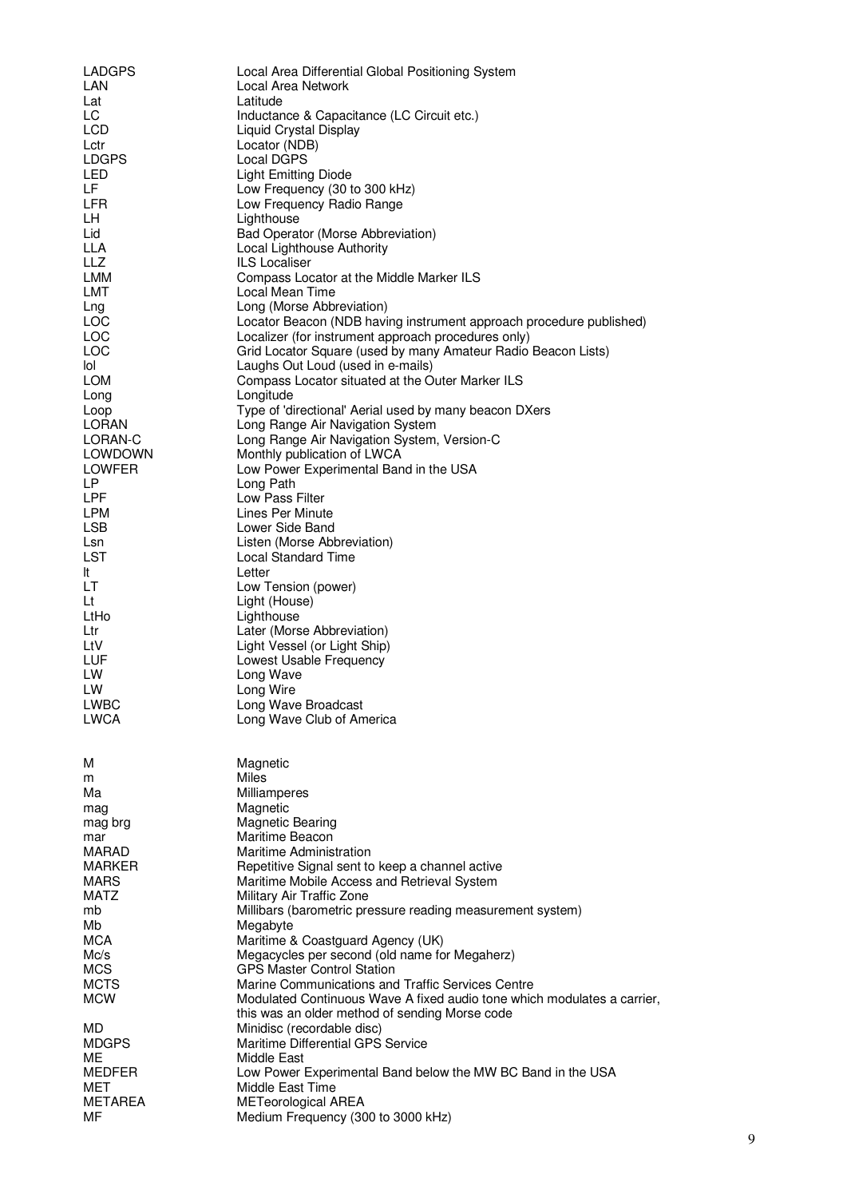| | |
|---|---|
| LADGPS | Local Area Differential Global Positioning System |
| LAN | Local Area Network |
| Lat | Latitude |
| LC | Inductance & Capacitance (LC Circuit etc.) |
| LCD | Liquid Crystal Display |
| Lctr | Locator (NDB) |
| LDGPS | Local DGPS |
| LED | Light Emitting Diode |
| LF | Low Frequency (30 to 300 kHz) |
| LFR | Low Frequency Radio Range |
| LH | Lighthouse |
| Lid | Bad Operator (Morse Abbreviation) |
| LLA | Local Lighthouse Authority |
| LLZ | ILS Localiser |
| LMM | Compass Locator at the Middle Marker ILS |
| LMT | Local Mean Time |
| Lng | Long (Morse Abbreviation) |
| LOC | Locator Beacon (NDB having instrument approach procedure published) |
| LOC | Localizer (for instrument approach procedures only) |
| LOC | Grid Locator Square (used by many Amateur Radio Beacon Lists) |
| lol | Laughs Out Loud (used in e-mails) |
| LOM | Compass Locator situated at the Outer Marker ILS |
| Long | Longitude |
| Loop | Type of 'directional' Aerial used by many beacon DXers |
| LORAN | Long Range Air Navigation System |
| LORAN-C | Long Range Air Navigation System, Version-C |
| LOWDOWN | Monthly publication of LWCA |
| LOWFER | Low Power Experimental Band in the USA |
| LP | Long Path |
| LPF | Low Pass Filter |
| LPM | Lines Per Minute |
| LSB | Lower Side Band |
| Lsn | Listen (Morse Abbreviation) |
| LST | Local Standard Time |
| lt | Letter |
| LT | Low Tension (power) |
| Lt | Light (House) |
| LtHo | Lighthouse |
| Ltr | Later (Morse Abbreviation) |
| LtV | Light Vessel (or Light Ship) |
| LUF | Lowest Usable Frequency |
| LW | Long Wave |
| LW | Long Wire |
| LWBC | Long Wave Broadcast |
| LWCA | Long Wave Club of America |

| | |
|---|---|
| M | Magnetic |
| m | Miles |
| Ma | Milliamperes |
| mag | Magnetic |
| mag brg | Magnetic Bearing |
| mar | Maritime Beacon |
| MARAD | Maritime Administration |
| MARKER | Repetitive Signal sent to keep a channel active |
| MARS | Maritime Mobile Access and Retrieval System |
| MATZ | Military Air Traffic Zone |
| mb | Millibars (barometric pressure reading measurement system) |
| Mb | Megabyte |
| MCA | Maritime & Coastguard Agency (UK) |
| Mc/s | Megacycles per second (old name for Megaherz) |
| MCS | GPS Master Control Station |
| MCTS | Marine Communications and Traffic Services Centre |
| MCW | Modulated Continuous Wave A fixed audio tone which modulates a carrier, this was an older method of sending Morse code |
| MD | Minidisc (recordable disc) |
| MDGPS | Maritime Differential GPS Service |
| ME | Middle East |
| MEDFER | Low Power Experimental Band below the MW BC Band in the USA |
| MET | Middle East Time |
| METAREA | METeorological AREA |
| MF | Medium Frequency (300 to 3000 kHz) |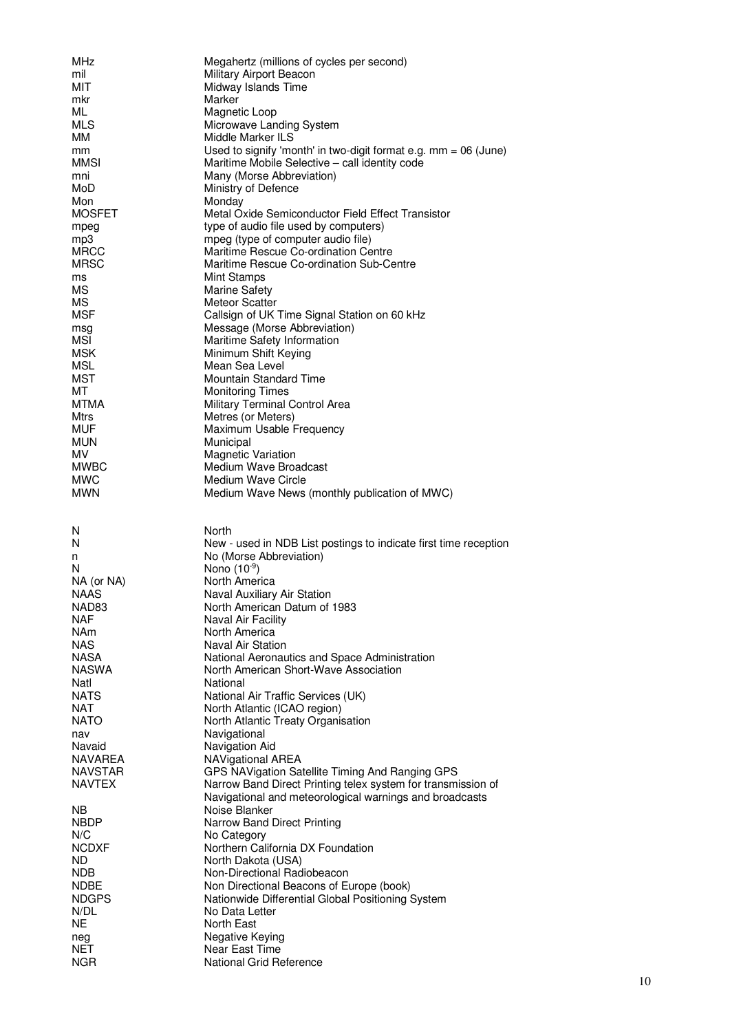| | |
|---|---|
| MHz | Megahertz (millions of cycles per second) |
| mil | Military Airport Beacon |
| MIT | Midway Islands Time |
| mkr | Marker |
| ML | Magnetic Loop |
| MLS | Microwave Landing System |
| MM | Middle Marker ILS |
| mm | Used to signify 'month' in two-digit format e.g. mm = 06 (June) |
| MMSI | Maritime Mobile Selective – call identity code |
| mni | Many (Morse Abbreviation) |
| MoD | Ministry of Defence |
| Mon | Monday |
| MOSFET | Metal Oxide Semiconductor Field Effect Transistor |
| mpeg | type of audio file used by computers) |
| mp3 | mpeg (type of computer audio file) |
| MRCC | Maritime Rescue Co-ordination Centre |
| MRSC | Maritime Rescue Co-ordination Sub-Centre |
| ms | Mint Stamps |
| MS | Marine Safety |
| MS | Meteor Scatter |
| MSF | Callsign of UK Time Signal Station on 60 kHz |
| msg | Message (Morse Abbreviation) |
| MSI | Maritime Safety Information |
| MSK | Minimum Shift Keying |
| MSL | Mean Sea Level |
| MST | Mountain Standard Time |
| MT | Monitoring Times |
| MTMA | Military Terminal Control Area |
| Mtrs | Metres (or Meters) |
| MUF | Maximum Usable Frequency |
| MUN | Municipal |
| MV | Magnetic Variation |
| MWBC | Medium Wave Broadcast |
| MWC | Medium Wave Circle |
| MWN | Medium Wave News (monthly publication of MWC) |

| | |
|---|---|
| N | North |
| N | New - used in NDB List postings to indicate first time reception |
| n | No (Morse Abbreviation) |
| N | Nono ($10^{-9}$) |
| NA (or NA) | North America |
| NAAS | Naval Auxiliary Air Station |
| NAD83 | North American Datum of 1983 |
| NAF | Naval Air Facility |
| NAm | North America |
| NAS | Naval Air Station |
| NASA | National Aeronautics and Space Administration |
| NASWA | North American Short-Wave Association |
| Natl | National |
| NATS | National Air Traffic Services (UK) |
| NAT | North Atlantic (ICAO region) |
| NATO | North Atlantic Treaty Organisation |
| nav | Navigational |
| Navaid | Navigation Aid |
| NAVAREA | NAVigational AREA |
| NAVSTAR | GPS NAVigation Satellite Timing And Ranging GPS |
| NAVTEX | Narrow Band Direct Printing telex system for transmission of Navigational and meteorological warnings and broadcasts |
| NB | Noise Blanker |
| NBDP | Narrow Band Direct Printing |
| N/C | No Category |
| NCDXF | Northern California DX Foundation |
| ND | North Dakota (USA) |
| NDB | Non-Directional Radiobeacon |
| NDBE | Non Directional Beacons of Europe (book) |
| NDGPS | Nationwide Differential Global Positioning System |
| N/DL | No Data Letter |
| NE | North East |
| neg | Negative Keying |
| NET | Near East Time |
| NGR | National Grid Reference |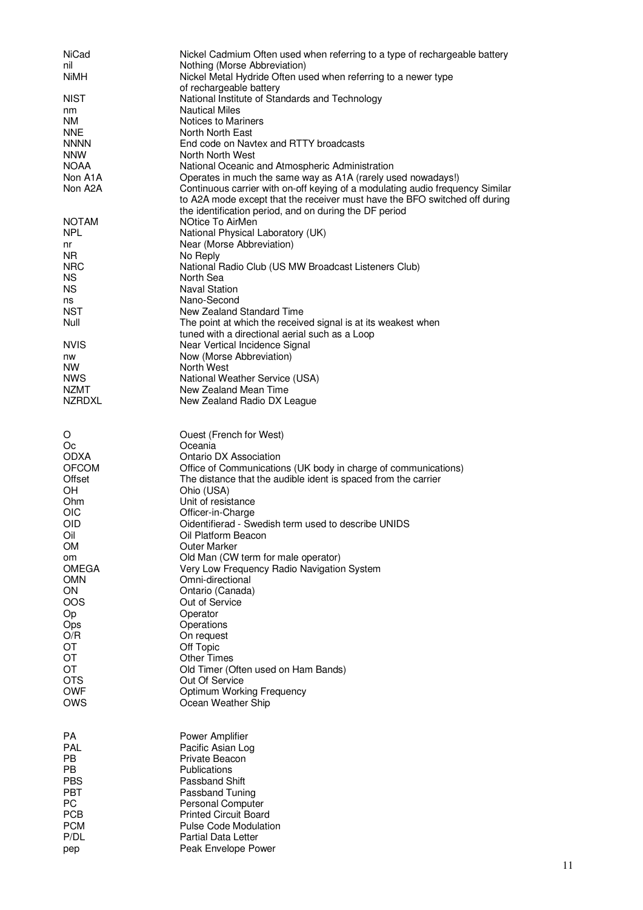| | |
|---|---|
| NiCad | Nickel Cadmium Often used when referring to a type of rechargeable battery |
| nil | Nothing (Morse Abbreviation) |
| NiMH | Nickel Metal Hydride Often used when referring to a newer type of rechargeable battery |
| NIST | National Institute of Standards and Technology |
| nm | Nautical Miles |
| NM | Notices to Mariners |
| NNE | North North East |
| NNNN | End code on Navtex and RTTY broadcasts |
| NNW | North North West |
| NOAA | National Oceanic and Atmospheric Administration |
| Non A1A | Operates in much the same way as A1A (rarely used nowadays!) |
| Non A2A | Continuous carrier with on-off keying of a modulating audio frequency Similar to A2A mode except that the receiver must have the BFO switched off during the identification period, and on during the DF period |
| NOTAM | NOtice To AirMen |
| NPL | National Physical Laboratory (UK) |
| nr | Near (Morse Abbreviation) |
| NR | No Reply |
| NRC | National Radio Club (US MW Broadcast Listeners Club) |
| NS | North Sea |
| NS | Naval Station |
| ns | Nano-Second |
| NST | New Zealand Standard Time |
| Null | The point at which the received signal is at its weakest when tuned with a directional aerial such as a Loop |
| NVIS | Near Vertical Incidence Signal |
| nw | Now (Morse Abbreviation) |
| NW | North West |
| NWS | National Weather Service (USA) |
| NZMT | New Zealand Mean Time |
| NZRDXL | New Zealand Radio DX League |

| | |
|---|---|
| O | Ouest (French for West) |
| Oc | Oceania |
| ODXA | Ontario DX Association |
| OFCOM | Office of Communications (UK body in charge of communications) |
| Offset | The distance that the audible ident is spaced from the carrier |
| OH | Ohio (USA) |
| Ohm | Unit of resistance |
| OIC | Officer-in-Charge |
| OID | Oidentifierad - Swedish term used to describe UNIDS |
| Oil | Oil Platform Beacon |
| OM | Outer Marker |
| om | Old Man (CW term for male operator) |
| OMEGA | Very Low Frequency Radio Navigation System |
| OMN | Omni-directional |
| ON | Ontario (Canada) |
| OOS | Out of Service |
| Op | Operator |
| Ops | Operations |
| O/R | On request |
| OT | Off Topic |
| OT | Other Times |
| OT | Old Timer (Often used on Ham Bands) |
| OTS | Out Of Service |
| OWF | Optimum Working Frequency |
| OWS | Ocean Weather Ship |

| | |
|---|---|
| PA | Power Amplifier |
| PAL | Pacific Asian Log |
| PB | Private Beacon |
| PB | Publications |
| PBS | Passband Shift |
| PBT | Passband Tuning |
| PC | Personal Computer |
| PCB | Printed Circuit Board |
| PCM | Pulse Code Modulation |
| P/DL | Partial Data Letter |
| pep | Peak Envelope Power |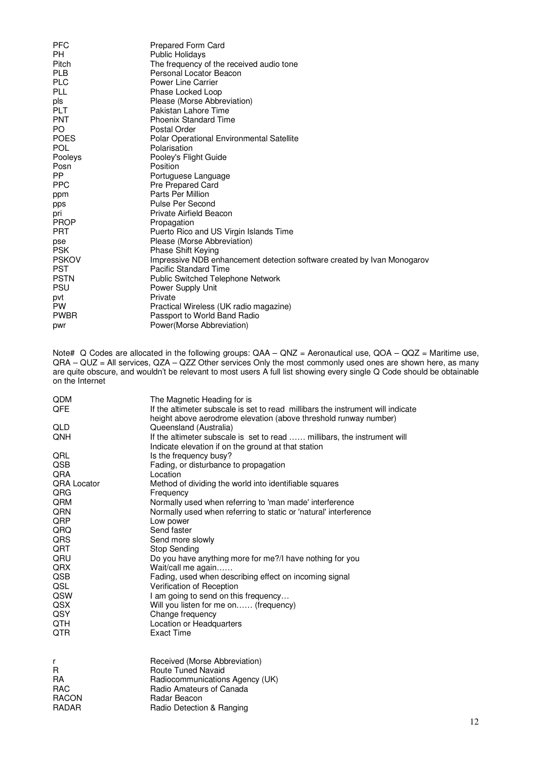| | |
|---|---|
| PFC | Prepared Form Card |
| PH | Public Holidays |
| Pitch | The frequency of the received audio tone |
| PLB | Personal Locator Beacon |
| PLC | Power Line Carrier |
| PLL | Phase Locked Loop |
| pls | Please (Morse Abbreviation) |
| PLT | Pakistan Lahore Time |
| PNT | Phoenix Standard Time |
| PO | Postal Order |
| POES | Polar Operational Environmental Satellite |
| POL | Polarisation |
| Pooleys | Pooley's Flight Guide |
| Posn | Position |
| PP | Portuguese Language |
| PPC | Pre Prepared Card |
| ppm | Parts Per Million |
| pps | Pulse Per Second |
| pri | Private Airfield Beacon |
| PROP | Propagation |
| PRT | Puerto Rico and US Virgin Islands Time |
| pse | Please (Morse Abbreviation) |
| PSK | Phase Shift Keying |
| PSKOV | Impressive NDB enhancement detection software created by Ivan Monogarov |
| PST | Pacific Standard Time |
| PSTN | Public Switched Telephone Network |
| PSU | Power Supply Unit |
| pvt | Private |
| PW | Practical Wireless (UK radio magazine) |
| PWBR | Passport to World Band Radio |
| pwr | Power(Morse Abbreviation) |

Note# Q Codes are allocated in the following groups: QAA – QNZ = Aeronautical use, QOA – QQZ = Maritime use, QRA – QUZ = All services, QZA – QZZ Other services Only the most commonly used ones are shown here, as many are quite obscure, and wouldn't be relevant to most users A full list showing every single Q Code should be obtainable on the Internet

| | |
|---|---|
| QDM | The Magnetic Heading for is |
| QFE | If the altimeter subscale is set to read millibars the instrument will indicate height above aerodrome elevation (above threshold runway number) |
| QLD | Queensland (Australia) |
| QNH | If the altimeter subscale is set to read …… millibars, the instrument will Indicate elevation if on the ground at that station |
| QRL | Is the frequency busy? |
| QSB | Fading, or disturbance to propagation |
| QRA | Location |
| QRA Locator | Method of dividing the world into identifiable squares |
| QRG | Frequency |
| QRM | Normally used when referring to 'man made' interference |
| QRN | Normally used when referring to static or 'natural' interference |
| QRP | Low power |
| QRQ | Send faster |
| QRS | Send more slowly |
| QRT | Stop Sending |
| QRU | Do you have anything more for me?/I have nothing for you |
| QRX | Wait/call me again…… |
| QSB | Fading, used when describing effect on incoming signal |
| QSL | Verification of Reception |
| QSW | I am going to send on this frequency… |
| QSX | Will you listen for me on…… (frequency) |
| QSY | Change frequency |
| QTH | Location or Headquarters |
| QTR | Exact Time |

| | |
|---|---|
| r | Received (Morse Abbreviation) |
| R | Route Tuned Navaid |
| RA | Radiocommunications Agency (UK) |
| RAC | Radio Amateurs of Canada |
| RACON | Radar Beacon |
| RADAR | Radio Detection & Ranging |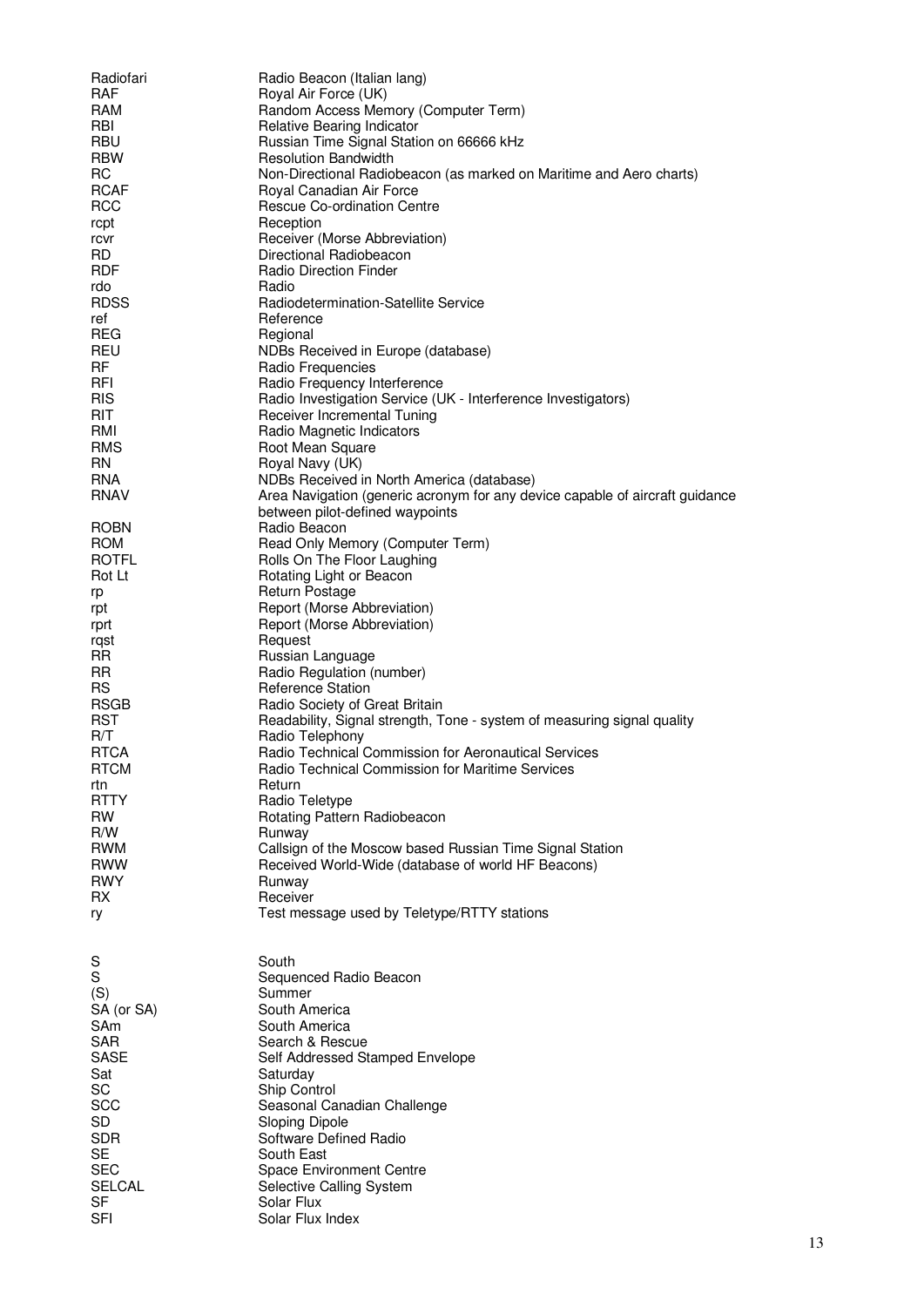| | |
|---|---|
| Radiofari | Radio Beacon (Italian lang) |
| RAF | Royal Air Force (UK) |
| RAM | Random Access Memory (Computer Term) |
| RBI | Relative Bearing Indicator |
| RBU | Russian Time Signal Station on 66666 kHz |
| RBW | Resolution Bandwidth |
| RC | Non-Directional Radiobeacon (as marked on Maritime and Aero charts) |
| RCAF | Royal Canadian Air Force |
| RCC | Rescue Co-ordination Centre |
| rcpt | Reception |
| rcvr | Receiver (Morse Abbreviation) |
| RD | Directional Radiobeacon |
| RDF | Radio Direction Finder |
| rdo | Radio |
| RDSS | Radiodetermination-Satellite Service |
| ref | Reference |
| REG | Regional |
| REU | NDBs Received in Europe (database) |
| RF | Radio Frequencies |
| RFI | Radio Frequency Interference |
| RIS | Radio Investigation Service (UK - Interference Investigators) |
| RIT | Receiver Incremental Tuning |
| RMI | Radio Magnetic Indicators |
| RMS | Root Mean Square |
| RN | Royal Navy (UK) |
| RNA | NDBs Received in North America (database) |
| RNAV | Area Navigation (generic acronym for any device capable of aircraft guidance between pilot-defined waypoints |
| ROBN | Radio Beacon |
| ROM | Read Only Memory (Computer Term) |
| ROTFL | Rolls On The Floor Laughing |
| Rot Lt | Rotating Light or Beacon |
| rp | Return Postage |
| rpt | Report (Morse Abbreviation) |
| rprt | Report (Morse Abbreviation) |
| rqst | Request |
| RR | Russian Language |
| RR | Radio Regulation (number) |
| RS | Reference Station |
| RSGB | Radio Society of Great Britain |
| RST | Readability, Signal strength, Tone - system of measuring signal quality |
| R/T | Radio Telephony |
| RTCA | Radio Technical Commission for Aeronautical Services |
| RTCM | Radio Technical Commission for Maritime Services |
| rtn | Return |
| RTTY | Radio Teletype |
| RW | Rotating Pattern Radiobeacon |
| R/W | Runway |
| RWM | Callsign of the Moscow based Russian Time Signal Station |
| RWW | Received World-Wide (database of world HF Beacons) |
| RWY | Runway |
| RX | Receiver |
| ry | Test message used by Teletype/RTTY stations |

| | |
|---|---|
| S | South |
| S | Sequenced Radio Beacon |
| (S) | Summer |
| SA (or SA) | South America |
| SAm | South America |
| SAR | Search & Rescue |
| SASE | Self Addressed Stamped Envelope |
| Sat | Saturday |
| SC | Ship Control |
| SCC | Seasonal Canadian Challenge |
| SD | Sloping Dipole |
| SDR | Software Defined Radio |
| SE | South East |
| SEC | Space Environment Centre |
| SELCAL | Selective Calling System |
| SF | Solar Flux |
| SFI | Solar Flux Index |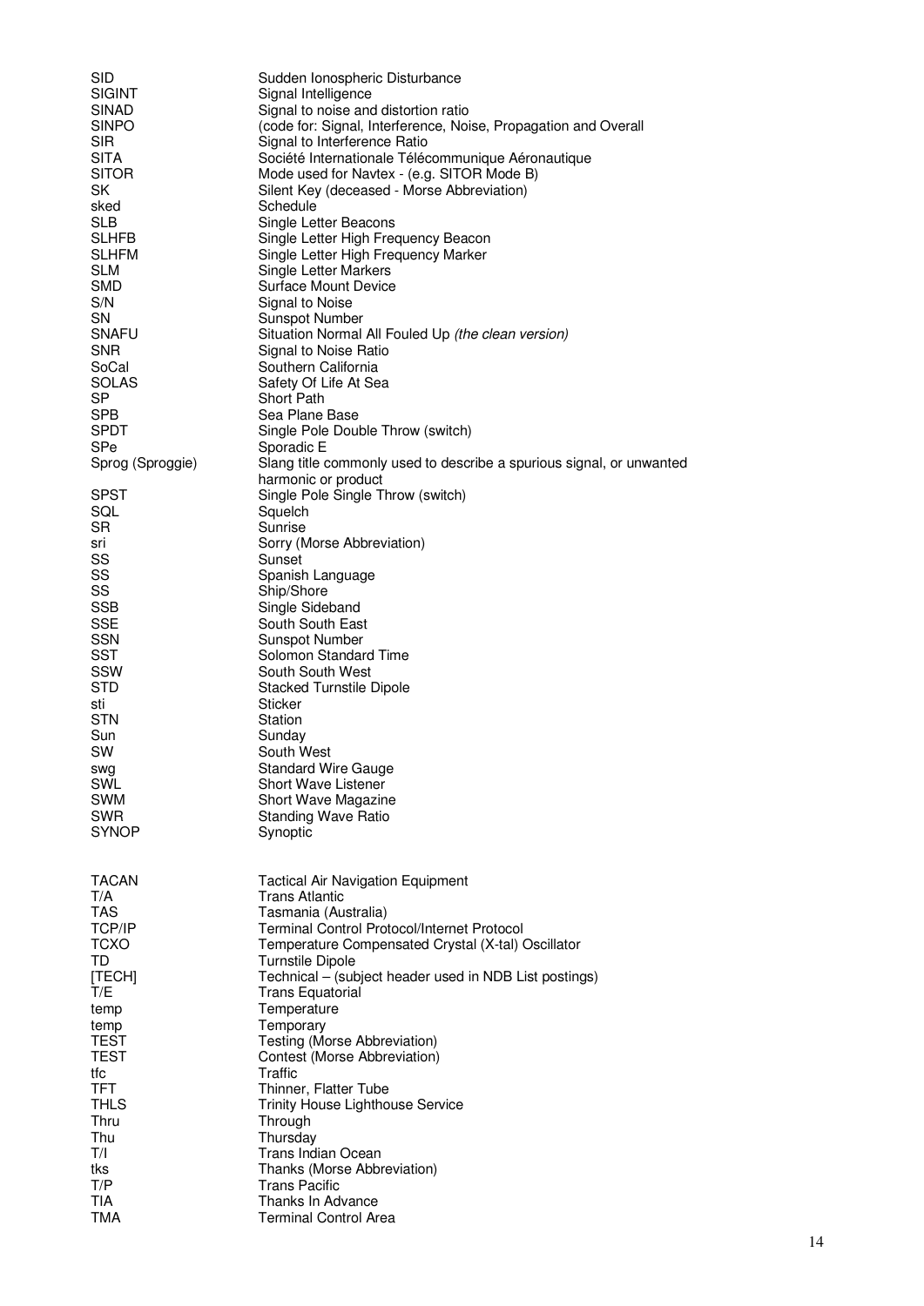| | |
|---|---|
| SID | Sudden Ionospheric Disturbance |
| SIGINT | Signal Intelligence |
| SINAD | Signal to noise and distortion ratio |
| SINPO | (code for: Signal, Interference, Noise, Propagation and Overall |
| SIR | Signal to Interference Ratio |
| SITA | Société Internationale Télécommunique Aéronautique |
| SITOR | Mode used for Navtex - (e.g. SITOR Mode B) |
| SK | Silent Key (deceased - Morse Abbreviation) |
| sked | Schedule |
| SLB | Single Letter Beacons |
| SLHFB | Single Letter High Frequency Beacon |
| SLHFM | Single Letter High Frequency Marker |
| SLM | Single Letter Markers |
| SMD | Surface Mount Device |
| S/N | Signal to Noise |
| SN | Sunspot Number |
| SNAFU | Situation Normal All Fouled Up *(the clean version)* |
| SNR | Signal to Noise Ratio |
| SoCal | Southern California |
| SOLAS | Safety Of Life At Sea |
| SP | Short Path |
| SPB | Sea Plane Base |
| SPDT | Single Pole Double Throw (switch) |
| SPe | Sporadic E |
| Sprog (Sproggie) | Slang title commonly used to describe a spurious signal, or unwanted harmonic or product |
| SPST | Single Pole Single Throw (switch) |
| SQL | Squelch |
| SR | Sunrise |
| sri | Sorry (Morse Abbreviation) |
| SS | Sunset |
| SS | Spanish Language |
| SS | Ship/Shore |
| SSB | Single Sideband |
| SSE | South South East |
| SSN | Sunspot Number |
| SST | Solomon Standard Time |
| SSW | South South West |
| STD | Stacked Turnstile Dipole |
| sti | Sticker |
| STN | Station |
| Sun | Sunday |
| SW | South West |
| swg | Standard Wire Gauge |
| SWL | Short Wave Listener |
| SWM | Short Wave Magazine |
| SWR | Standing Wave Ratio |
| SYNOP | Synoptic |

| | |
|---|---|
| TACAN | Tactical Air Navigation Equipment |
| T/A | Trans Atlantic |
| TAS | Tasmania (Australia) |
| TCP/IP | Terminal Control Protocol/Internet Protocol |
| TCXO | Temperature Compensated Crystal (X-tal) Oscillator |
| TD | Turnstile Dipole |
| [TECH] | Technical – (subject header used in NDB List postings) |
| T/E | Trans Equatorial |
| temp | Temperature |
| temp | Temporary |
| TEST | Testing (Morse Abbreviation) |
| TEST | Contest (Morse Abbreviation) |
| tfc | Traffic |
| TFT | Thinner, Flatter Tube |
| THLS | Trinity House Lighthouse Service |
| Thru | Through |
| Thu | Thursday |
| T/I | Trans Indian Ocean |
| tks | Thanks (Morse Abbreviation) |
| T/P | Trans Pacific |
| TIA | Thanks In Advance |
| TMA | Terminal Control Area |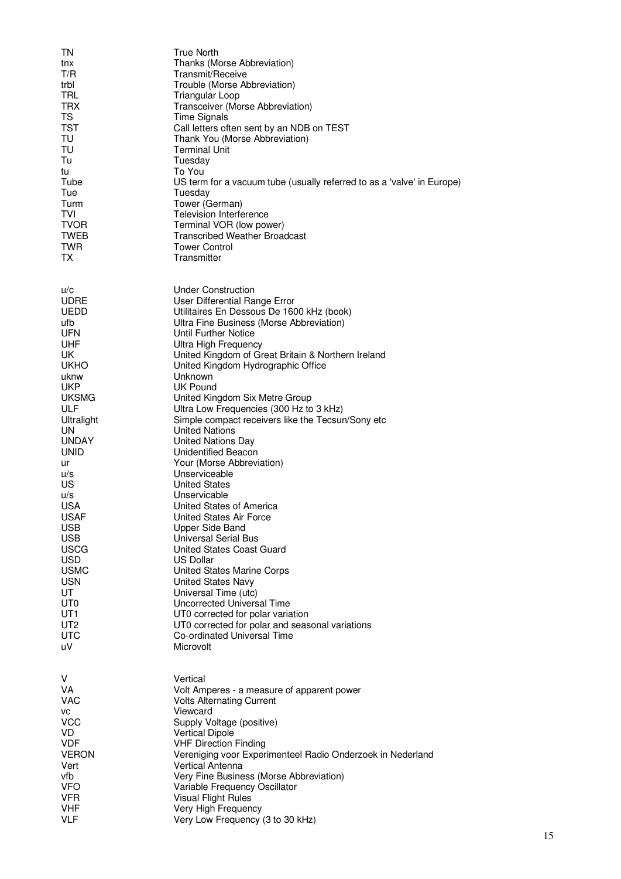| | |
|---|---|
| TN | True North |
| tnx | Thanks (Morse Abbreviation) |
| T/R | Transmit/Receive |
| trbl | Trouble (Morse Abbreviation) |
| TRL | Triangular Loop |
| TRX | Transceiver (Morse Abbreviation) |
| TS | Time Signals |
| TST | Call letters often sent by an NDB on TEST |
| TU | Thank You (Morse Abbreviation) |
| TU | Terminal Unit |
| Tu | Tuesday |
| tu | To You |
| Tube | US term for a vacuum tube (usually referred to as a 'valve' in Europe) |
| Tue | Tuesday |
| Turm | Tower (German) |
| TVI | Television Interference |
| TVOR | Terminal VOR (low power) |
| TWEB | Transcribed Weather Broadcast |
| TWR | Tower Control |
| TX | Transmitter |

| | |
|---|---|
| u/c | Under Construction |
| UDRE | User Differential Range Error |
| UEDD | Utilitaires En Dessous De 1600 kHz (book) |
| ufb | Ultra Fine Business (Morse Abbreviation) |
| UFN | Until Further Notice |
| UHF | Ultra High Frequency |
| UK | United Kingdom of Great Britain & Northern Ireland |
| UKHO | United Kingdom Hydrographic Office |
| uknw | Unknown |
| UKP | UK Pound |
| UKSMG | United Kingdom Six Metre Group |
| ULF | Ultra Low Frequencies (300 Hz to 3 kHz) |
| Ultralight | Simple compact receivers like the Tecsun/Sony etc |
| UN | United Nations |
| UNDAY | United Nations Day |
| UNID | Unidentified Beacon |
| ur | Your (Morse Abbreviation) |
| u/s | Unserviceable |
| US | United States |
| u/s | Unservicable |
| USA | United States of America |
| USAF | United States Air Force |
| USB | Upper Side Band |
| USB | Universal Serial Bus |
| USCG | United States Coast Guard |
| USD | US Dollar |
| USMC | United States Marine Corps |
| USN | United States Navy |
| UT | Universal Time (utc) |
| UT0 | Uncorrected Universal Time |
| UT1 | UT0 corrected for polar variation |
| UT2 | UT0 corrected for polar and seasonal variations |
| UTC | Co-ordinated Universal Time |
| uV | Microvolt |

| | |
|---|---|
| V | Vertical |
| VA | Volt Amperes - a measure of apparent power |
| VAC | Volts Alternating Current |
| vc | Viewcard |
| VCC | Supply Voltage (positive) |
| VD | Vertical Dipole |
| VDF | VHF Direction Finding |
| VERON | Vereniging voor Experimenteel Radio Onderzoek in Nederland |
| Vert | Vertical Antenna |
| vfb | Very Fine Business (Morse Abbreviation) |
| VFO | Variable Frequency Oscillator |
| VFR | Visual Flight Rules |
| VHF | Very High Frequency |
| VLF | Very Low Frequency (3 to 30 kHz) |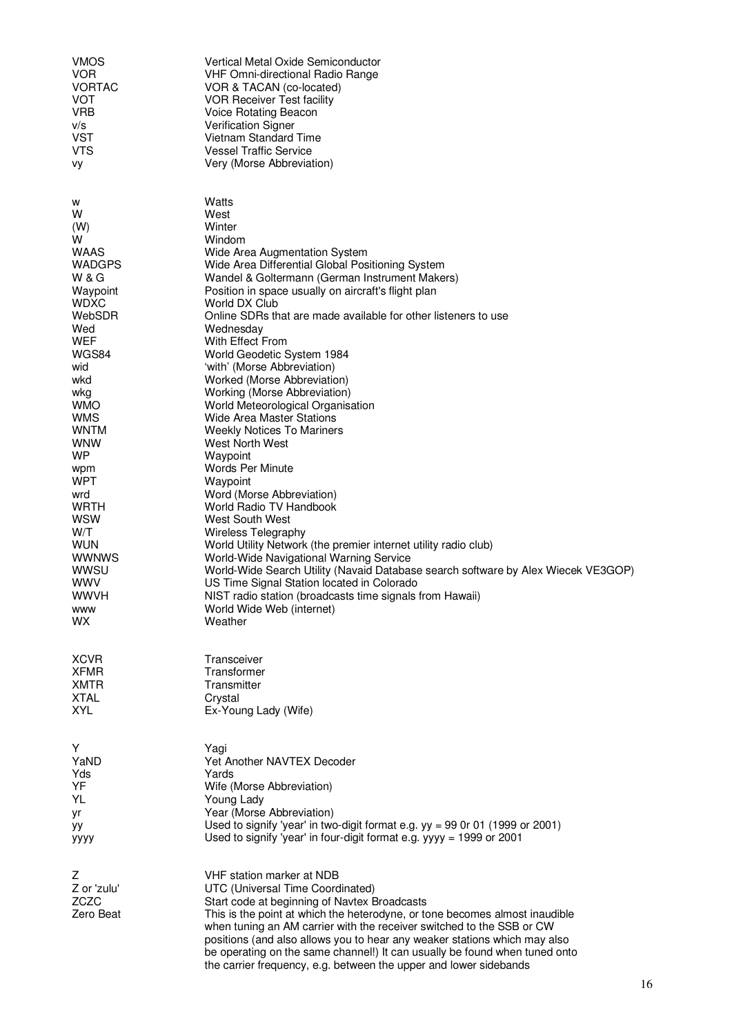| | |
|---|---|
| VMOS | Vertical Metal Oxide Semiconductor |
| VOR | VHF Omni-directional Radio Range |
| VORTAC | VOR & TACAN (co-located) |
| VOT | VOR Receiver Test facility |
| VRB | Voice Rotating Beacon |
| v/s | Verification Signer |
| VST | Vietnam Standard Time |
| VTS | Vessel Traffic Service |
| vy | Very (Morse Abbreviation) |

| | |
|---|---|
| w | Watts |
| W | West |
| (W) | Winter |
| W | Windom |
| WAAS | Wide Area Augmentation System |
| WADGPS | Wide Area Differential Global Positioning System |
| W & G | Wandel & Goltermann (German Instrument Makers) |
| Waypoint | Position in space usually on aircraft's flight plan |
| WDXC | World DX Club |
| WebSDR | Online SDRs that are made available for other listeners to use |
| Wed | Wednesday |
| WEF | With Effect From |
| WGS84 | World Geodetic System 1984 |
| wid | 'with' (Morse Abbreviation) |
| wkd | Worked (Morse Abbreviation) |
| wkg | Working (Morse Abbreviation) |
| WMO | World Meteorological Organisation |
| WMS | Wide Area Master Stations |
| WNTM | Weekly Notices To Mariners |
| WNW | West North West |
| WP | Waypoint |
| wpm | Words Per Minute |
| WPT | Waypoint |
| wrd | Word (Morse Abbreviation) |
| WRTH | World Radio TV Handbook |
| WSW | West South West |
| W/T | Wireless Telegraphy |
| WUN | World Utility Network (the premier internet utility radio club) |
| WWNWS | World-Wide Navigational Warning Service |
| WWSU | World-Wide Search Utility (Navaid Database search software by Alex Wiecek VE3GOP) |
| WWV | US Time Signal Station located in Colorado |
| WWVH | NIST radio station (broadcasts time signals from Hawaii) |
| www | World Wide Web (internet) |
| WX | Weather |

| | |
|---|---|
| XCVR | Transceiver |
| XFMR | Transformer |
| XMTR | Transmitter |
| XTAL | Crystal |
| XYL | Ex-Young Lady (Wife) |

| | |
|---|---|
| Y | Yagi |
| YaND | Yet Another NAVTEX Decoder |
| Yds | Yards |
| YF | Wife (Morse Abbreviation) |
| YL | Young Lady |
| yr | Year (Morse Abbreviation) |
| yy | Used to signify 'year' in two-digit format e.g. yy = 99 0r 01 (1999 or 2001) |
| yyyy | Used to signify 'year' in four-digit format e.g. yyyy = 1999 or 2001 |

| | |
|---|---|
| Z | VHF station marker at NDB |
| Z or 'zulu' | UTC (Universal Time Coordinated) |
| ZCZC | Start code at beginning of Navtex Broadcasts |
| Zero Beat | This is the point at which the heterodyne, or tone becomes almost inaudible when tuning an AM carrier with the receiver switched to the SSB or CW positions (and also allows you to hear any weaker stations which may also be operating on the same channel!) It can usually be found when tuned onto the carrier frequency, e.g. between the upper and lower sidebands |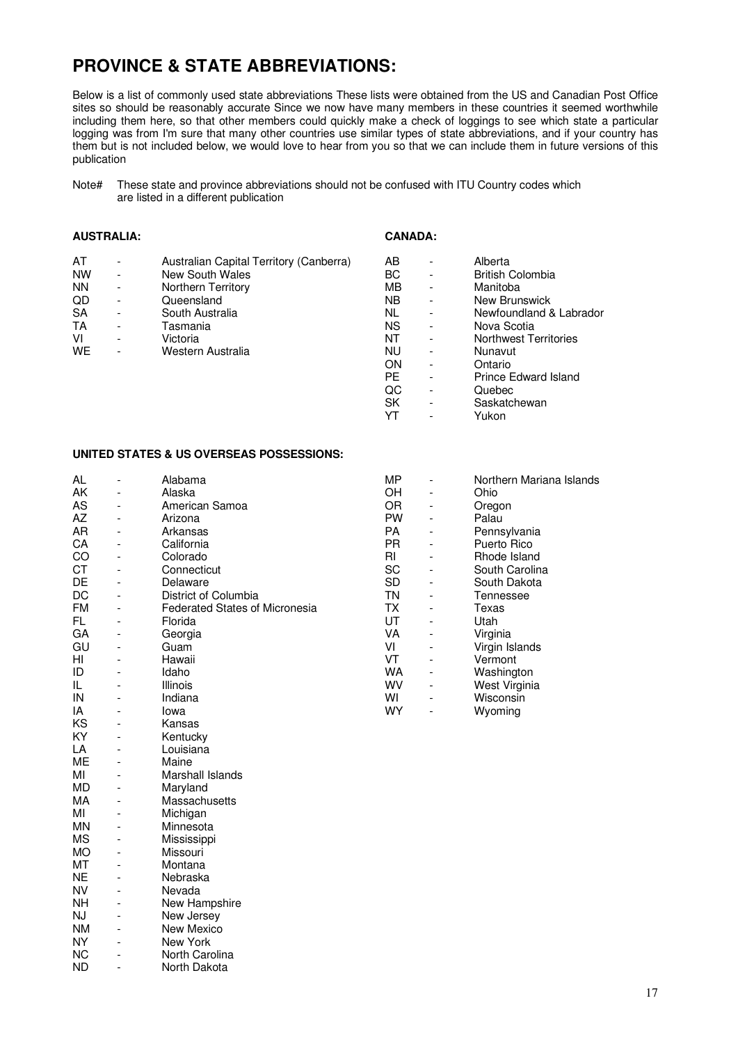# PROVINCE & STATE ABBREVIATIONS:

Below is a list of commonly used state abbreviations These lists were obtained from the US and Canadian Post Office sites so should be reasonably accurate Since we now have many members in these countries it seemed worthwhile including them here, so that other members could quickly make a check of loggings to see which state a particular logging was from I'm sure that many other countries use similar types of state abbreviations, and if your country has them but is not included below, we would love to hear from you so that we can include them in future versions of this publication

Note# These state and province abbreviations should not be confused with ITU Country codes which are listed in a different publication

**AUSTRALIA:**

| | | |
|---|---|---|
| AT | - | Australian Capital Territory (Canberra) |
| NW | - | New South Wales |
| NN | - | Northern Territory |
| QD | - | Queensland |
| SA | - | South Australia |
| TA | - | Tasmania |
| VI | - | Victoria |
| WE | - | Western Australia |

**CANADA:**

| | | |
|---|---|---|
| AB | - | Alberta |
| BC | - | British Colombia |
| MB | - | Manitoba |
| NB | - | New Brunswick |
| NL | - | Newfoundland & Labrador |
| NS | - | Nova Scotia |
| NT | - | Northwest Territories |
| NU | - | Nunavut |
| ON | - | Ontario |
| PE | - | Prince Edward Island |
| QC | - | Quebec |
| SK | - | Saskatchewan |
| YT | - | Yukon |

**UNITED STATES & US OVERSEAS POSSESSIONS:**

| | | |
|---|---|---|
| AL | - | Alabama |
| AK | - | Alaska |
| AS | - | American Samoa |
| AZ | - | Arizona |
| AR | - | Arkansas |
| CA | - | California |
| CO | - | Colorado |
| CT | - | Connecticut |
| DE | - | Delaware |
| DC | - | District of Columbia |
| FM | - | Federated States of Micronesia |
| FL | - | Florida |
| GA | - | Georgia |
| GU | - | Guam |
| HI | - | Hawaii |
| ID | - | Idaho |
| IL | - | Illinois |
| IN | - | Indiana |
| IA | - | Iowa |
| KS | - | Kansas |
| KY | - | Kentucky |
| LA | - | Louisiana |
| ME | - | Maine |
| MI | - | Marshall Islands |
| MD | - | Maryland |
| MA | - | Massachusetts |
| MI | - | Michigan |
| MN | - | Minnesota |
| MS | - | Mississippi |
| MO | - | Missouri |
| MT | - | Montana |
| NE | - | Nebraska |
| NV | - | Nevada |
| NH | - | New Hampshire |
| NJ | - | New Jersey |
| NM | - | New Mexico |
| NY | - | New York |
| NC | - | North Carolina |
| ND | - | North Dakota |
| MP | - | Northern Mariana Islands |
| OH | - | Ohio |
| OR | - | Oregon |
| PW | - | Palau |
| PA | - | Pennsylvania |
| PR | - | Puerto Rico |
| RI | - | Rhode Island |
| SC | - | South Carolina |
| SD | - | South Dakota |
| TN | - | Tennessee |
| TX | - | Texas |
| UT | - | Utah |
| VA | - | Virginia |
| VI | - | Virgin Islands |
| VT | - | Vermont |
| WA | - | Washington |
| WV | - | West Virginia |
| WI | - | Wisconsin |
| WY | - | Wyoming |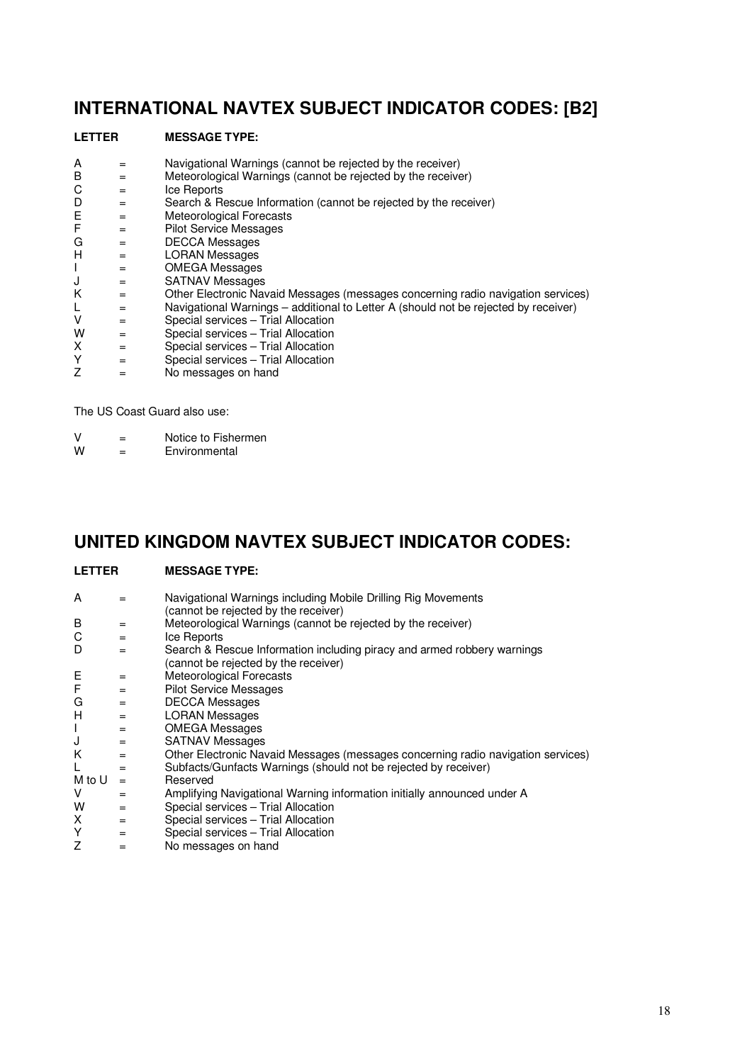## INTERNATIONAL NAVTEX SUBJECT INDICATOR CODES: [B2]

| LETTER | | MESSAGE TYPE: |
|---|---|---|
| A | = | Navigational Warnings (cannot be rejected by the receiver) |
| B | = | Meteorological Warnings (cannot be rejected by the receiver) |
| C | = | Ice Reports |
| D | = | Search & Rescue Information (cannot be rejected by the receiver) |
| E | = | Meteorological Forecasts |
| F | = | Pilot Service Messages |
| G | = | DECCA Messages |
| H | = | LORAN Messages |
| I | = | OMEGA Messages |
| J | = | SATNAV Messages |
| K | = | Other Electronic Navaid Messages (messages concerning radio navigation services) |
| L | = | Navigational Warnings – additional to Letter A (should not be rejected by receiver) |
| V | = | Special services – Trial Allocation |
| W | = | Special services – Trial Allocation |
| X | = | Special services – Trial Allocation |
| Y | = | Special services – Trial Allocation |
| Z | = | No messages on hand |

The US Coast Guard also use:

| | | |
|---|---|---|
| V | = | Notice to Fishermen |
| W | = | Environmental |

## UNITED KINGDOM NAVTEX SUBJECT INDICATOR CODES:

| LETTER | | MESSAGE TYPE: |
|---|---|---|
| A | = | Navigational Warnings including Mobile Drilling Rig Movements (cannot be rejected by the receiver) |
| B | = | Meteorological Warnings (cannot be rejected by the receiver) |
| C | = | Ice Reports |
| D | = | Search & Rescue Information including piracy and armed robbery warnings (cannot be rejected by the receiver) |
| E | = | Meteorological Forecasts |
| F | = | Pilot Service Messages |
| G | = | DECCA Messages |
| H | = | LORAN Messages |
| I | = | OMEGA Messages |
| J | = | SATNAV Messages |
| K | = | Other Electronic Navaid Messages (messages concerning radio navigation services) |
| L | = | Subfacts/Gunfacts Warnings (should not be rejected by receiver) |
| M to U | = | Reserved |
| V | = | Amplifying Navigational Warning information initially announced under A |
| W | = | Special services – Trial Allocation |
| X | = | Special services – Trial Allocation |
| Y | = | Special services – Trial Allocation |
| Z | = | No messages on hand |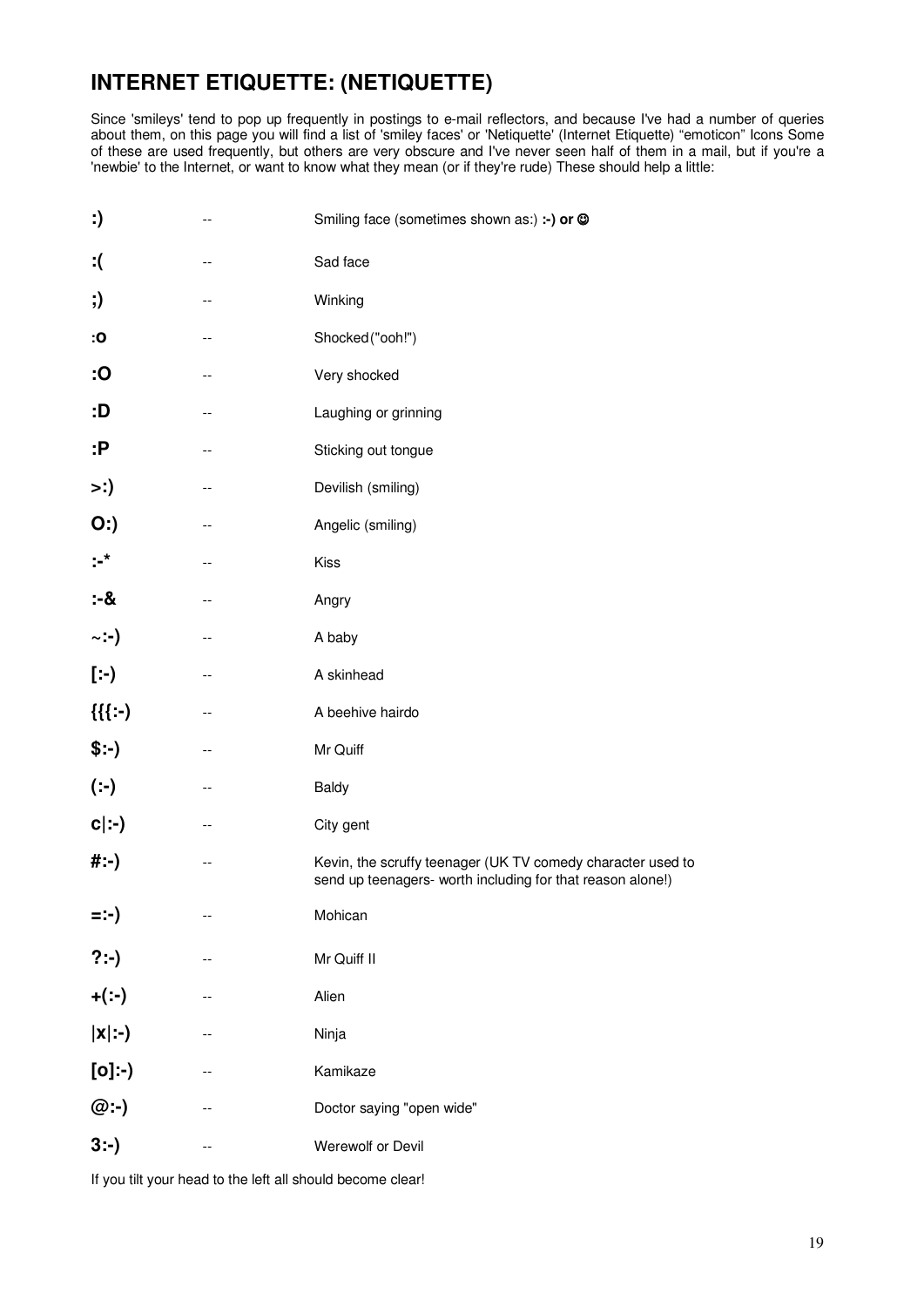## INTERNET ETIQUETTE: (NETIQUETTE)

Since 'smileys' tend to pop up frequently in postings to e-mail reflectors, and because I've had a number of queries about them, on this page you will find a list of 'smiley faces' or 'Netiquette' (Internet Etiquette) "emoticon" Icons Some of these are used frequently, but others are very obscure and I've never seen half of them in a mail, but if you're a 'newbie' to the Internet, or want to know what they mean (or if they're rude) These should help a little:

| | | |
|---|---|---|
| **:)** | -- | Smiling face (sometimes shown as:) **:-) or ☺** |
| **:(** | -- | Sad face |
| **;)** | -- | Winking |
| **:o** | -- | Shocked("ooh!") |
| **:O** | -- | Very shocked |
| **:D** | -- | Laughing or grinning |
| **:P** | -- | Sticking out tongue |
| **>:)** | -- | Devilish (smiling) |
| **O:)** | -- | Angelic (smiling) |
| **:-*** | -- | Kiss |
| **:-&** | -- | Angry |
| **~:-)** | -- | A baby |
| **[:-)** | -- | A skinhead |
| **{{{:-)** | -- | A beehive hairdo |
| **$:-)** | -- | Mr Quiff |
| **(:-)** | -- | Baldy |
| **c\|:-)** | -- | City gent |
| **#:-)** | -- | Kevin, the scruffy teenager (UK TV comedy character used to send up teenagers- worth including for that reason alone!) |
| **=:-)** | -- | Mohican |
| **?:-)** | -- | Mr Quiff II |
| **+(:-)** | -- | Alien |
| **\|x\|:-)** | -- | Ninja |
| **[o]:-)** | -- | Kamikaze |
| **@:-)** | -- | Doctor saying "open wide" |
| **3:-)** | -- | Werewolf or Devil |

If you tilt your head to the left all should become clear!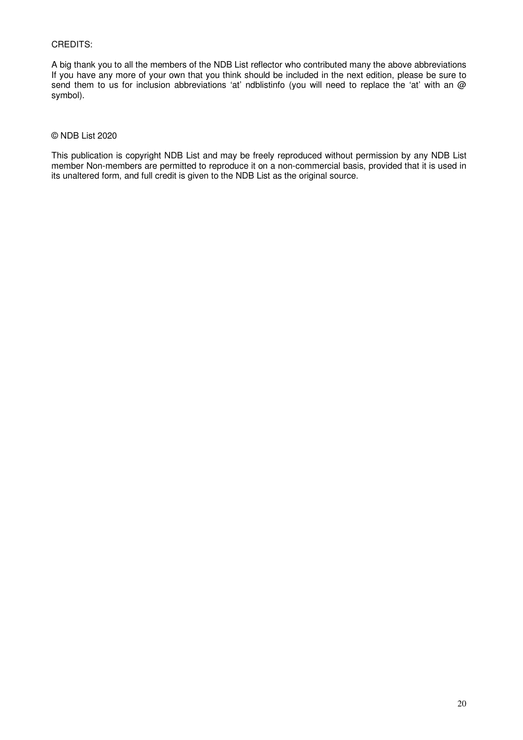CREDITS:

A big thank you to all the members of the NDB List reflector who contributed many the above abbreviations If you have any more of your own that you think should be included in the next edition, please be sure to send them to us for inclusion abbreviations 'at' ndblistinfo (you will need to replace the 'at' with an @ symbol).

© NDB List 2020

This publication is copyright NDB List and may be freely reproduced without permission by any NDB List member Non-members are permitted to reproduce it on a non-commercial basis, provided that it is used in its unaltered form, and full credit is given to the NDB List as the original source.